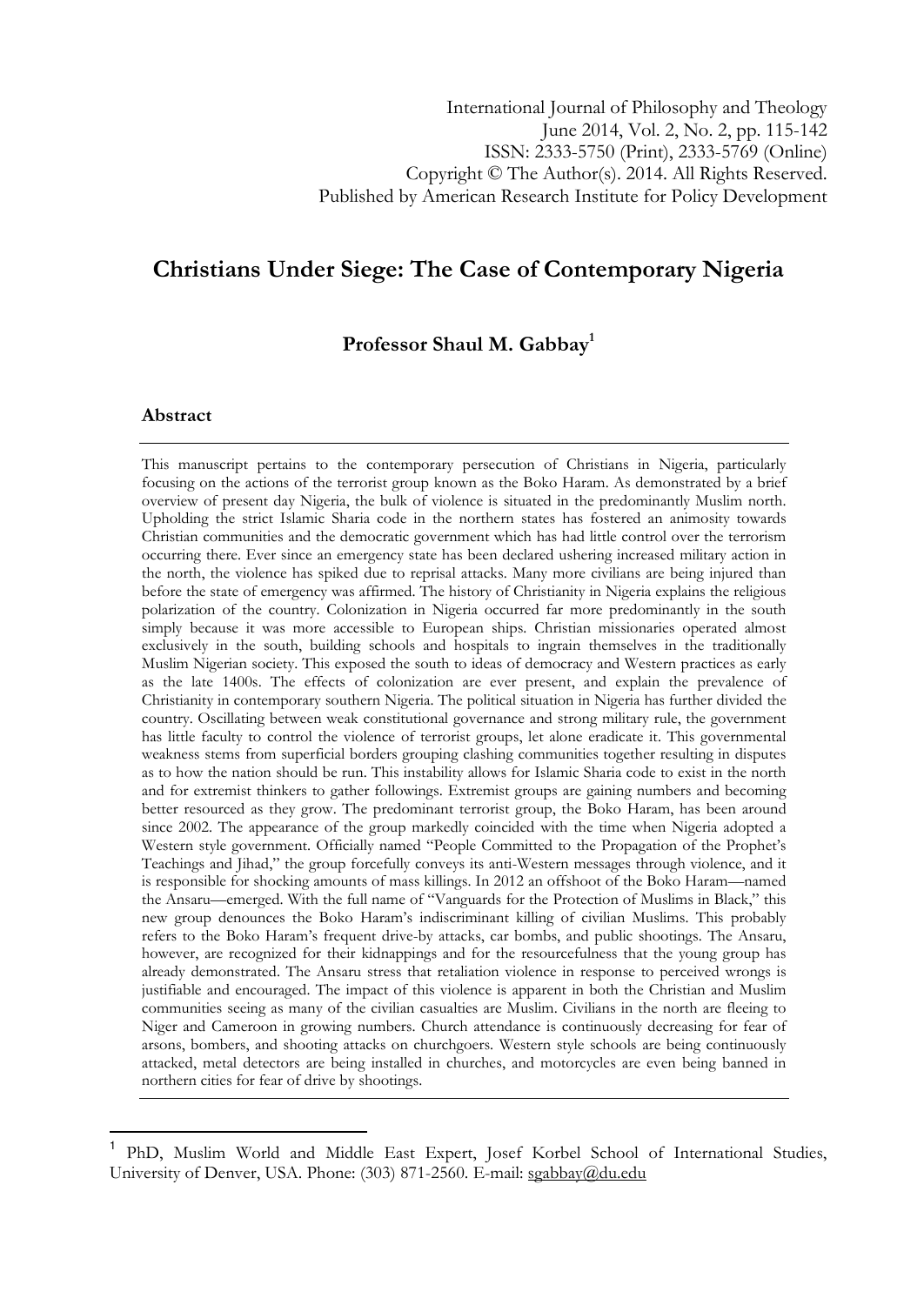International Journal of Philosophy and Theology
June 2014, Vol. 2, No. 2, pp. 115-142
ISSN: 2333-5750 (Print), 2333-5769 (Online)
Copyright © The Author(s). 2014. All Rights Reserved.
Published by American Research Institute for Policy Development

# Christians Under Siege: The Case of Contemporary Nigeria

**Professor Shaul M. Gabbay[1]**

## Abstract

This manuscript pertains to the contemporary persecution of Christians in Nigeria, particularly focusing on the actions of the terrorist group known as the Boko Haram. As demonstrated by a brief overview of present day Nigeria, the bulk of violence is situated in the predominantly Muslim north. Upholding the strict Islamic Sharia code in the northern states has fostered an animosity towards Christian communities and the democratic government which has had little control over the terrorism occurring there. Ever since an emergency state has been declared ushering increased military action in the north, the violence has spiked due to reprisal attacks. Many more civilians are being injured than before the state of emergency was affirmed. The history of Christianity in Nigeria explains the religious polarization of the country. Colonization in Nigeria occurred far more predominantly in the south simply because it was more accessible to European ships. Christian missionaries operated almost exclusively in the south, building schools and hospitals to ingrain themselves in the traditionally Muslim Nigerian society. This exposed the south to ideas of democracy and Western practices as early as the late 1400s. The effects of colonization are ever present, and explain the prevalence of Christianity in contemporary southern Nigeria. The political situation in Nigeria has further divided the country. Oscillating between weak constitutional governance and strong military rule, the government has little faculty to control the violence of terrorist groups, let alone eradicate it. This governmental weakness stems from superficial borders grouping clashing communities together resulting in disputes as to how the nation should be run. This instability allows for Islamic Sharia code to exist in the north and for extremist thinkers to gather followings. Extremist groups are gaining numbers and becoming better resourced as they grow. The predominant terrorist group, the Boko Haram, has been around since 2002. The appearance of the group markedly coincided with the time when Nigeria adopted a Western style government. Officially named "People Committed to the Propagation of the Prophet's Teachings and Jihad," the group forcefully conveys its anti-Western messages through violence, and it is responsible for shocking amounts of mass killings. In 2012 an offshoot of the Boko Haram—named the Ansaru—emerged. With the full name of "Vanguards for the Protection of Muslims in Black," this new group denounces the Boko Haram's indiscriminant killing of civilian Muslims. This probably refers to the Boko Haram's frequent drive-by attacks, car bombs, and public shootings. The Ansaru, however, are recognized for their kidnappings and for the resourcefulness that the young group has already demonstrated. The Ansaru stress that retaliation violence in response to perceived wrongs is justifiable and encouraged. The impact of this violence is apparent in both the Christian and Muslim communities seeing as many of the civilian casualties are Muslim. Civilians in the north are fleeing to Niger and Cameroon in growing numbers. Church attendance is continuously decreasing for fear of arsons, bombers, and shooting attacks on churchgoers. Western style schools are being continuously attacked, metal detectors are being installed in churches, and motorcycles are even being banned in northern cities for fear of drive by shootings.

---

[1] PhD, Muslim World and Middle East Expert, Josef Korbel School of International Studies, University of Denver, USA. Phone: (303) 871-2560. E-mail: sgabbay@du.edu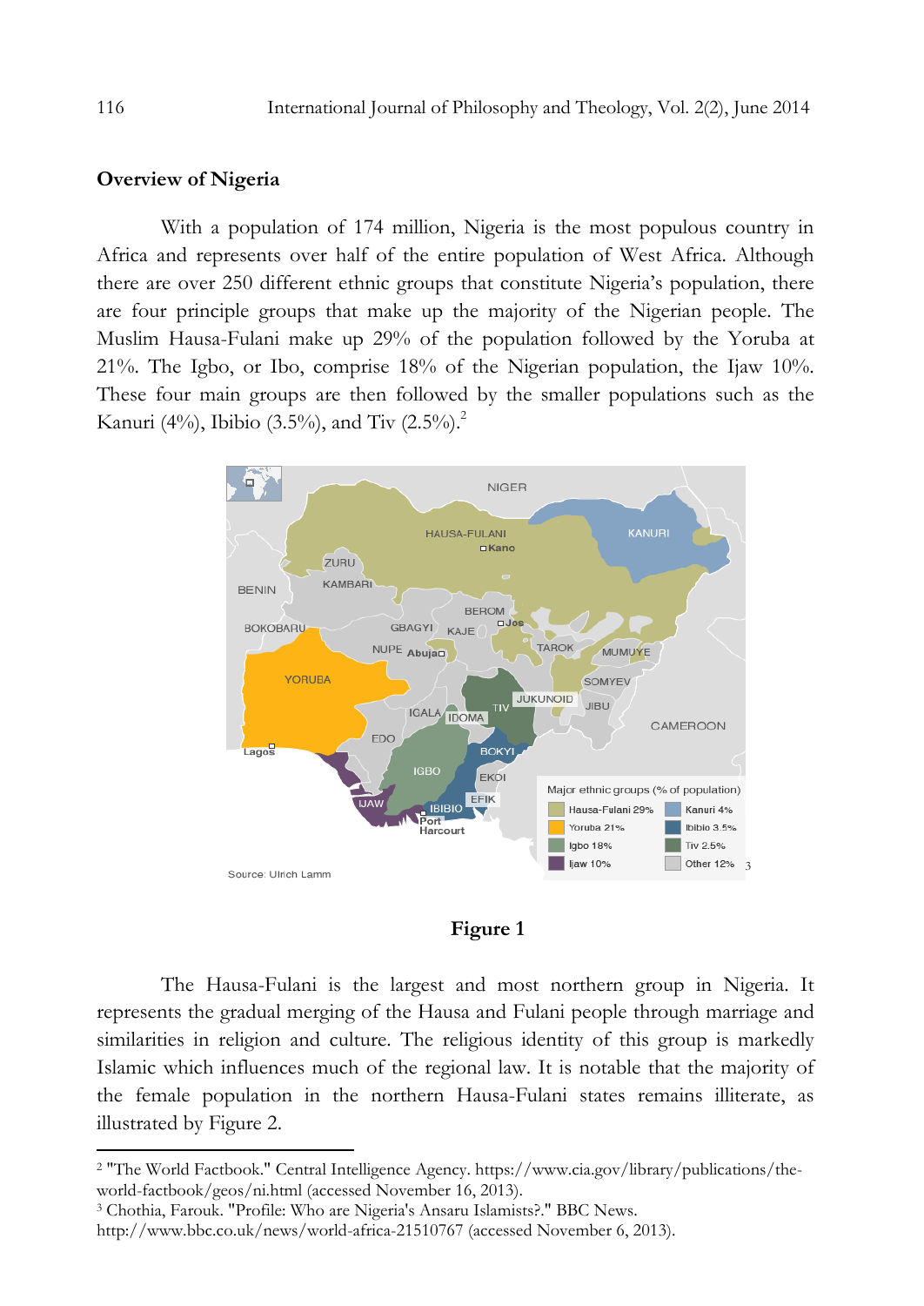## Overview of Nigeria

With a population of 174 million, Nigeria is the most populous country in Africa and represents over half of the entire population of West Africa. Although there are over 250 different ethnic groups that constitute Nigeria's population, there are four principle groups that make up the majority of the Nigerian people. The Muslim Hausa-Fulani make up 29% of the population followed by the Yoruba at 21%. The Igbo, or Ibo, comprise 18% of the Nigerian population, the Ijaw 10%. These four main groups are then followed by the smaller populations such as the Kanuri (4%), Ibibio (3.5%), and Tiv (2.5%).[2]

**Figure 1**

The Hausa-Fulani is the largest and most northern group in Nigeria. It represents the gradual merging of the Hausa and Fulani people through marriage and similarities in religion and culture. The religious identity of this group is markedly Islamic which influences much of the regional law. It is notable that the majority of the female population in the northern Hausa-Fulani states remains illiterate, as illustrated by Figure 2.

---

[2] "The World Factbook." Central Intelligence Agency. https://www.cia.gov/library/publications/the-world-factbook/geos/ni.html (accessed November 16, 2013).

[3] Chothia, Farouk. "Profile: Who are Nigeria's Ansaru Islamists?." BBC News. http://www.bbc.co.uk/news/world-africa-21510767 (accessed November 6, 2013).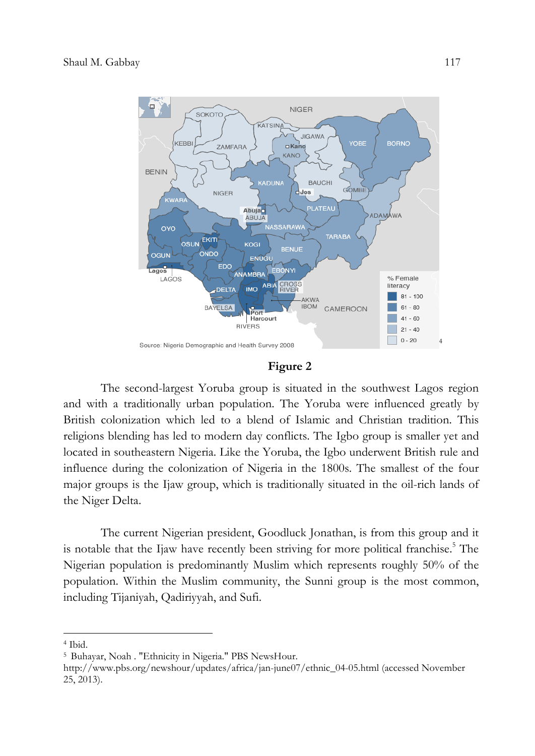**Figure 2**

The second-largest Yoruba group is situated in the southwest Lagos region and with a traditionally urban population. The Yoruba were influenced greatly by British colonization which led to a blend of Islamic and Christian tradition. This religions blending has led to modern day conflicts. The Igbo group is smaller yet and located in southeastern Nigeria. Like the Yoruba, the Igbo underwent British rule and influence during the colonization of Nigeria in the 1800s. The smallest of the four major groups is the Ijaw group, which is traditionally situated in the oil-rich lands of the Niger Delta.

The current Nigerian president, Goodluck Jonathan, is from this group and it is notable that the Ijaw have recently been striving for more political franchise.[5] The Nigerian population is predominantly Muslim which represents roughly 50% of the population. Within the Muslim community, the Sunni group is the most common, including Tijaniyah, Qadiriyyah, and Sufi.

---

[4] Ibid.

[5] Buhayar, Noah . "Ethnicity in Nigeria." PBS NewsHour. http://www.pbs.org/newshour/updates/africa/jan-june07/ethnic_04-05.html (accessed November 25, 2013).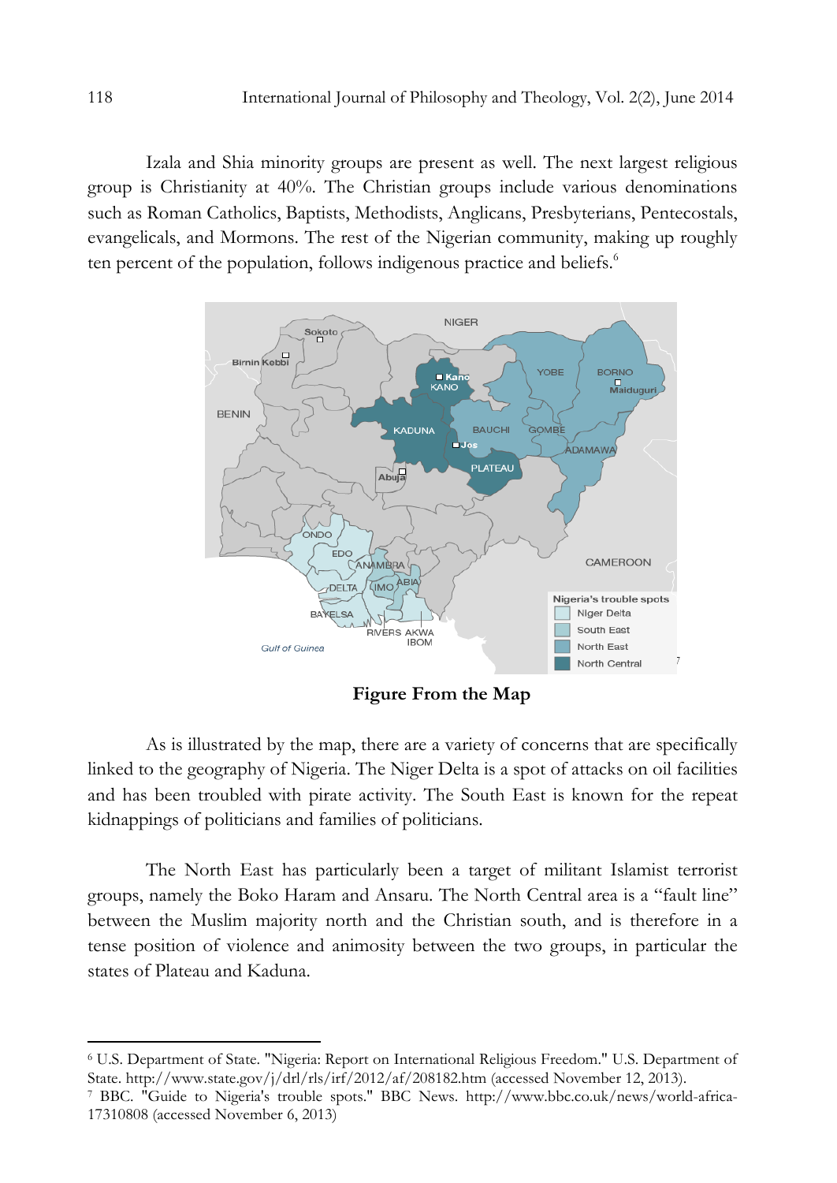Izala and Shia minority groups are present as well. The next largest religious group is Christianity at 40%. The Christian groups include various denominations such as Roman Catholics, Baptists, Methodists, Anglicans, Presbyterians, Pentecostals, evangelicals, and Mormons. The rest of the Nigerian community, making up roughly ten percent of the population, follows indigenous practice and beliefs.[6]

**Figure From the Map**

As is illustrated by the map, there are a variety of concerns that are specifically linked to the geography of Nigeria. The Niger Delta is a spot of attacks on oil facilities and has been troubled with pirate activity. The South East is known for the repeat kidnappings of politicians and families of politicians.

The North East has particularly been a target of militant Islamist terrorist groups, namely the Boko Haram and Ansaru. The North Central area is a "fault line" between the Muslim majority north and the Christian south, and is therefore in a tense position of violence and animosity between the two groups, in particular the states of Plateau and Kaduna.

---

[6] U.S. Department of State. "Nigeria: Report on International Religious Freedom." U.S. Department of State. http://www.state.gov/j/drl/rls/irf/2012/af/208182.htm (accessed November 12, 2013).

[7] BBC. "Guide to Nigeria's trouble spots." BBC News. http://www.bbc.co.uk/news/world-africa-17310808 (accessed November 6, 2013)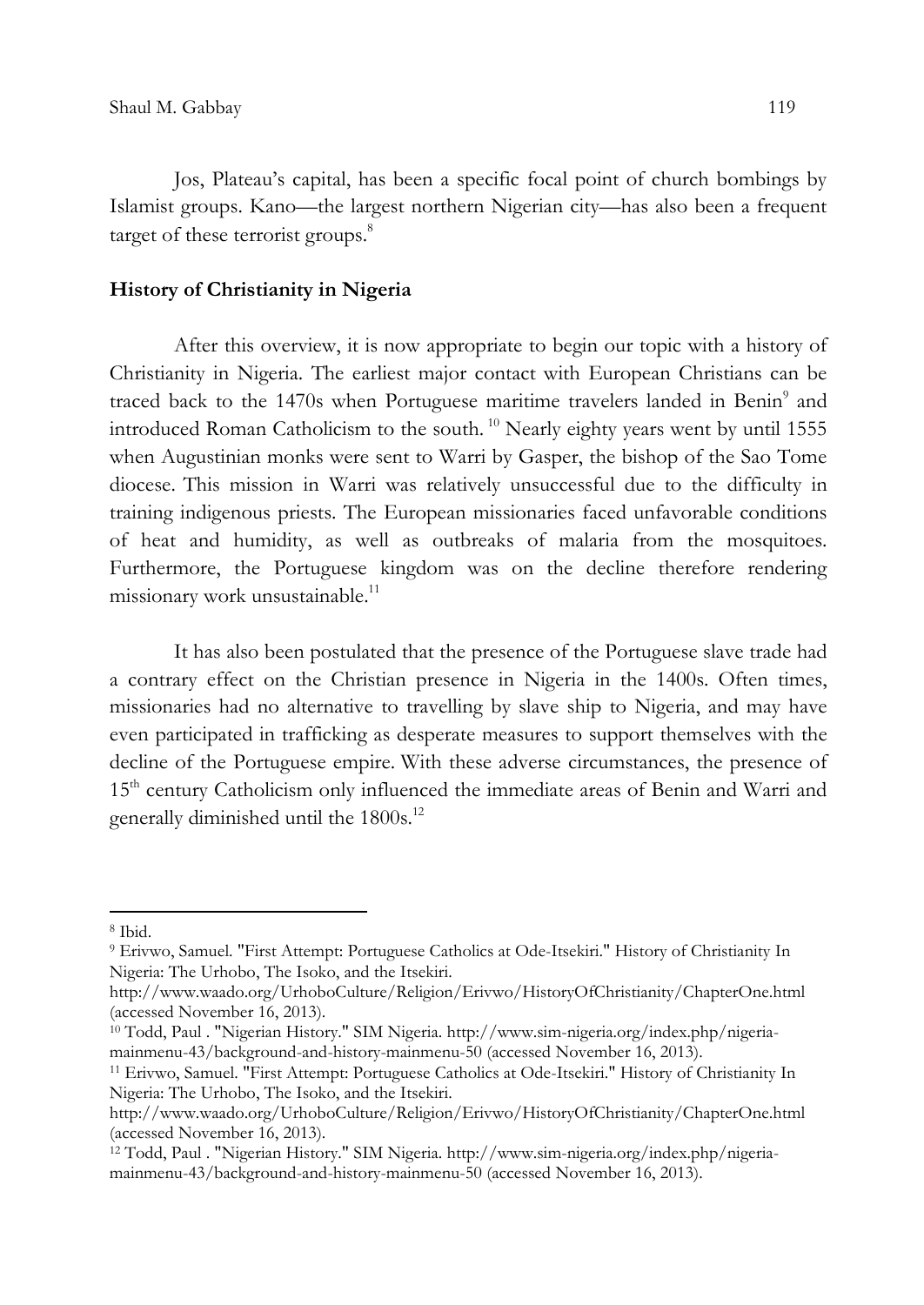Jos, Plateau's capital, has been a specific focal point of church bombings by Islamist groups. Kano—the largest northern Nigerian city—has also been a frequent target of these terrorist groups.[8]

## History of Christianity in Nigeria

After this overview, it is now appropriate to begin our topic with a history of Christianity in Nigeria. The earliest major contact with European Christians can be traced back to the 1470s when Portuguese maritime travelers landed in Benin[9] and introduced Roman Catholicism to the south.[10] Nearly eighty years went by until 1555 when Augustinian monks were sent to Warri by Gasper, the bishop of the Sao Tome diocese. This mission in Warri was relatively unsuccessful due to the difficulty in training indigenous priests. The European missionaries faced unfavorable conditions of heat and humidity, as well as outbreaks of malaria from the mosquitoes. Furthermore, the Portuguese kingdom was on the decline therefore rendering missionary work unsustainable.[11]

It has also been postulated that the presence of the Portuguese slave trade had a contrary effect on the Christian presence in Nigeria in the 1400s. Often times, missionaries had no alternative to travelling by slave ship to Nigeria, and may have even participated in trafficking as desperate measures to support themselves with the decline of the Portuguese empire. With these adverse circumstances, the presence of 15th century Catholicism only influenced the immediate areas of Benin and Warri and generally diminished until the 1800s.[12]

---

[8] Ibid.

[9] Erivwo, Samuel. "First Attempt: Portuguese Catholics at Ode-Itsekiri." History of Christianity In Nigeria: The Urhobo, The Isoko, and the Itsekiri. http://www.waado.org/UrhoboCulture/Religion/Erivwo/HistoryOfChristianity/ChapterOne.html (accessed November 16, 2013).

[10] Todd, Paul . "Nigerian History." SIM Nigeria. http://www.sim-nigeria.org/index.php/nigeria-mainmenu-43/background-and-history-mainmenu-50 (accessed November 16, 2013).

[11] Erivwo, Samuel. "First Attempt: Portuguese Catholics at Ode-Itsekiri." History of Christianity In Nigeria: The Urhobo, The Isoko, and the Itsekiri. http://www.waado.org/UrhoboCulture/Religion/Erivwo/HistoryOfChristianity/ChapterOne.html (accessed November 16, 2013).

[12] Todd, Paul . "Nigerian History." SIM Nigeria. http://www.sim-nigeria.org/index.php/nigeria-mainmenu-43/background-and-history-mainmenu-50 (accessed November 16, 2013).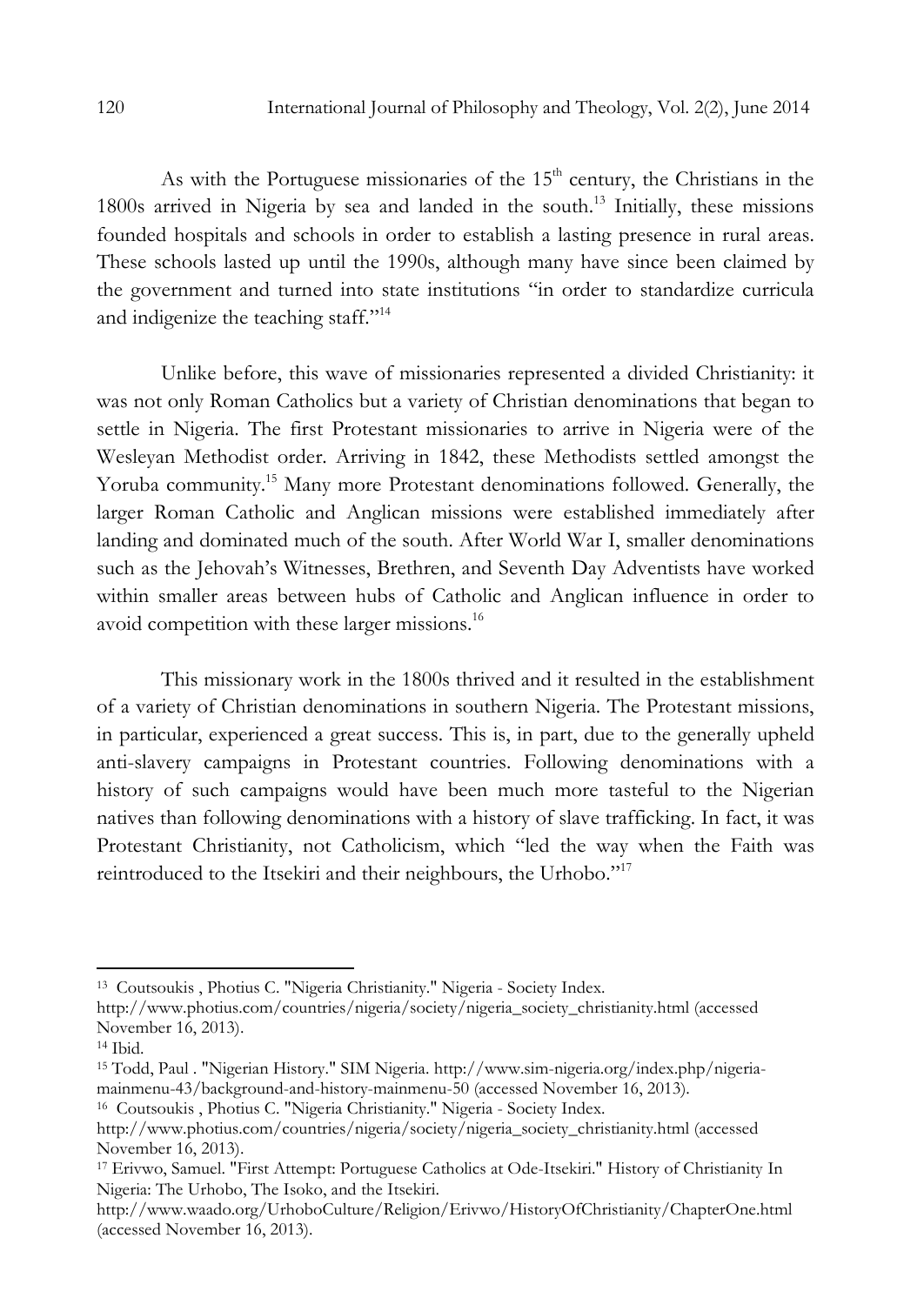As with the Portuguese missionaries of the 15th century, the Christians in the 1800s arrived in Nigeria by sea and landed in the south.[13] Initially, these missions founded hospitals and schools in order to establish a lasting presence in rural areas. These schools lasted up until the 1990s, although many have since been claimed by the government and turned into state institutions "in order to standardize curricula and indigenize the teaching staff."[14]

Unlike before, this wave of missionaries represented a divided Christianity: it was not only Roman Catholics but a variety of Christian denominations that began to settle in Nigeria. The first Protestant missionaries to arrive in Nigeria were of the Wesleyan Methodist order. Arriving in 1842, these Methodists settled amongst the Yoruba community.[15] Many more Protestant denominations followed. Generally, the larger Roman Catholic and Anglican missions were established immediately after landing and dominated much of the south. After World War I, smaller denominations such as the Jehovah's Witnesses, Brethren, and Seventh Day Adventists have worked within smaller areas between hubs of Catholic and Anglican influence in order to avoid competition with these larger missions.[16]

This missionary work in the 1800s thrived and it resulted in the establishment of a variety of Christian denominations in southern Nigeria. The Protestant missions, in particular, experienced a great success. This is, in part, due to the generally upheld anti-slavery campaigns in Protestant countries. Following denominations with a history of such campaigns would have been much more tasteful to the Nigerian natives than following denominations with a history of slave trafficking. In fact, it was Protestant Christianity, not Catholicism, which "led the way when the Faith was reintroduced to the Itsekiri and their neighbours, the Urhobo."[17]

---

[13] Coutsoukis , Photius C. "Nigeria Christianity." Nigeria - Society Index. http://www.photius.com/countries/nigeria/society/nigeria_society_christianity.html (accessed November 16, 2013).

[14] Ibid.

[15] Todd, Paul . "Nigerian History." SIM Nigeria. http://www.sim-nigeria.org/index.php/nigeria-mainmenu-43/background-and-history-mainmenu-50 (accessed November 16, 2013).

[16] Coutsoukis , Photius C. "Nigeria Christianity." Nigeria - Society Index. http://www.photius.com/countries/nigeria/society/nigeria_society_christianity.html (accessed November 16, 2013).

[17] Erivwo, Samuel. "First Attempt: Portuguese Catholics at Ode-Itsekiri." History of Christianity In Nigeria: The Urhobo, The Isoko, and the Itsekiri. http://www.waado.org/UrhoboCulture/Religion/Erivwo/HistoryOfChristianity/ChapterOne.html (accessed November 16, 2013).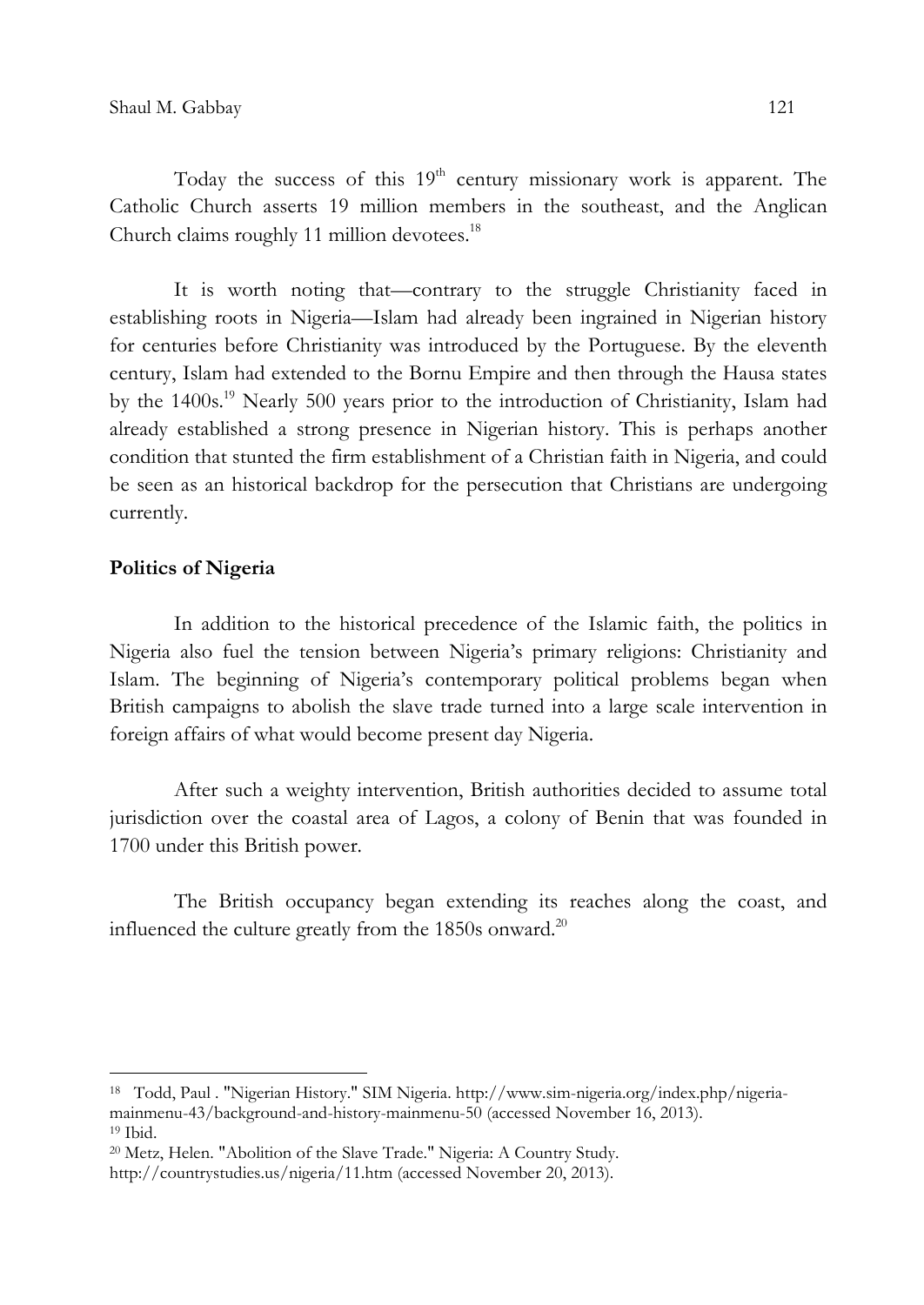Today the success of this 19th century missionary work is apparent. The Catholic Church asserts 19 million members in the southeast, and the Anglican Church claims roughly 11 million devotees.[18]

It is worth noting that—contrary to the struggle Christianity faced in establishing roots in Nigeria—Islam had already been ingrained in Nigerian history for centuries before Christianity was introduced by the Portuguese. By the eleventh century, Islam had extended to the Bornu Empire and then through the Hausa states by the 1400s.[19] Nearly 500 years prior to the introduction of Christianity, Islam had already established a strong presence in Nigerian history. This is perhaps another condition that stunted the firm establishment of a Christian faith in Nigeria, and could be seen as an historical backdrop for the persecution that Christians are undergoing currently.

**Politics of Nigeria**

In addition to the historical precedence of the Islamic faith, the politics in Nigeria also fuel the tension between Nigeria's primary religions: Christianity and Islam. The beginning of Nigeria's contemporary political problems began when British campaigns to abolish the slave trade turned into a large scale intervention in foreign affairs of what would become present day Nigeria.

After such a weighty intervention, British authorities decided to assume total jurisdiction over the coastal area of Lagos, a colony of Benin that was founded in 1700 under this British power.

The British occupancy began extending its reaches along the coast, and influenced the culture greatly from the 1850s onward.[20]

---

[18] Todd, Paul . "Nigerian History." SIM Nigeria. http://www.sim-nigeria.org/index.php/nigeria-mainmenu-43/background-and-history-mainmenu-50 (accessed November 16, 2013).

[19] Ibid.

[20] Metz, Helen. "Abolition of the Slave Trade." Nigeria: A Country Study. http://countrystudies.us/nigeria/11.htm (accessed November 20, 2013).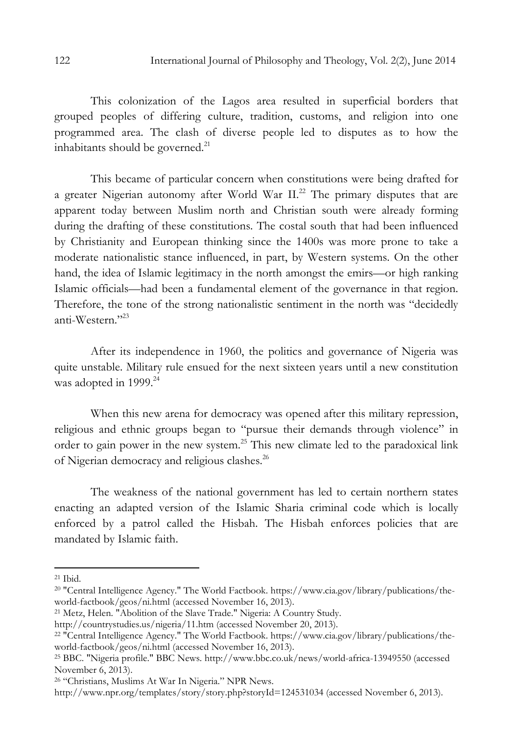This colonization of the Lagos area resulted in superficial borders that grouped peoples of differing culture, tradition, customs, and religion into one programmed area. The clash of diverse people led to disputes as to how the inhabitants should be governed.[21]

This became of particular concern when constitutions were being drafted for a greater Nigerian autonomy after World War II.[22] The primary disputes that are apparent today between Muslim north and Christian south were already forming during the drafting of these constitutions. The costal south that had been influenced by Christianity and European thinking since the 1400s was more prone to take a moderate nationalistic stance influenced, in part, by Western systems. On the other hand, the idea of Islamic legitimacy in the north amongst the emirs—or high ranking Islamic officials—had been a fundamental element of the governance in that region. Therefore, the tone of the strong nationalistic sentiment in the north was "decidedly anti-Western."[23]

After its independence in 1960, the politics and governance of Nigeria was quite unstable. Military rule ensued for the next sixteen years until a new constitution was adopted in 1999.[24]

When this new arena for democracy was opened after this military repression, religious and ethnic groups began to "pursue their demands through violence" in order to gain power in the new system.[25] This new climate led to the paradoxical link of Nigerian democracy and religious clashes.[26]

The weakness of the national government has led to certain northern states enacting an adapted version of the Islamic Sharia criminal code which is locally enforced by a patrol called the Hisbah. The Hisbah enforces policies that are mandated by Islamic faith.

---

[21] Ibid.

[20] "Central Intelligence Agency." The World Factbook. https://www.cia.gov/library/publications/the-world-factbook/geos/ni.html (accessed November 16, 2013).

[21] Metz, Helen. "Abolition of the Slave Trade." Nigeria: A Country Study. http://countrystudies.us/nigeria/11.htm (accessed November 20, 2013).

[22] "Central Intelligence Agency." The World Factbook. https://www.cia.gov/library/publications/the-world-factbook/geos/ni.html (accessed November 16, 2013).

[25] BBC. "Nigeria profile." BBC News. http://www.bbc.co.uk/news/world-africa-13949550 (accessed November 6, 2013).

[26] "Christians, Muslims At War In Nigeria." NPR News. http://www.npr.org/templates/story/story.php?storyId=124531034 (accessed November 6, 2013).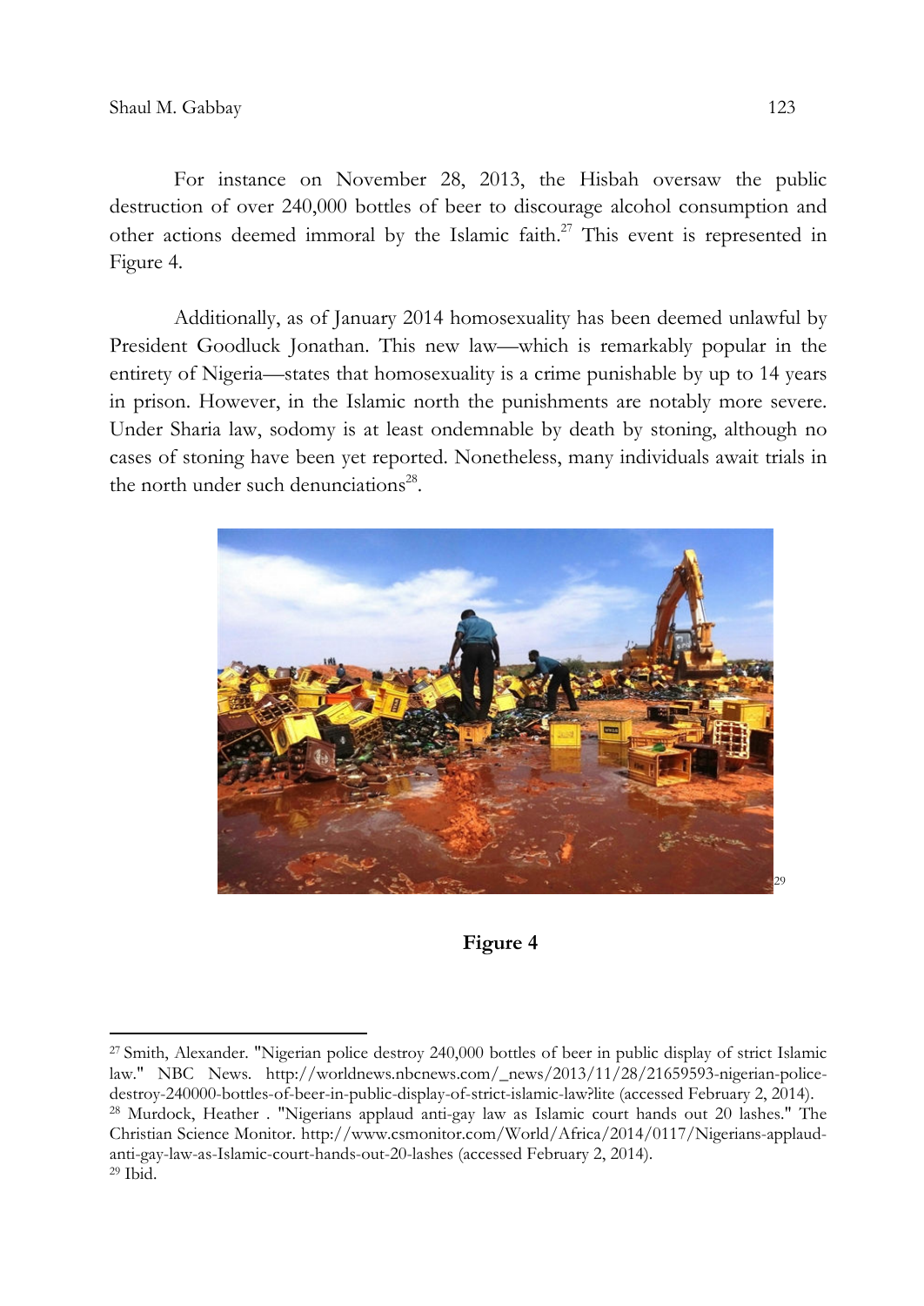For instance on November 28, 2013, the Hisbah oversaw the public destruction of over 240,000 bottles of beer to discourage alcohol consumption and other actions deemed immoral by the Islamic faith.[27] This event is represented in Figure 4.

Additionally, as of January 2014 homosexuality has been deemed unlawful by President Goodluck Jonathan. This new law—which is remarkably popular in the entirety of Nigeria—states that homosexuality is a crime punishable by up to 14 years in prison. However, in the Islamic north the punishments are notably more severe. Under Sharia law, sodomy is at least ondemnable by death by stoning, although no cases of stoning have been yet reported. Nonetheless, many individuals await trials in the north under such denunciations[28].

[29]

**Figure 4**

---

[27] Smith, Alexander. "Nigerian police destroy 240,000 bottles of beer in public display of strict Islamic law." NBC News. http://worldnews.nbcnews.com/_news/2013/11/28/21659593-nigerian-police-destroy-240000-bottles-of-beer-in-public-display-of-strict-islamic-law?lite (accessed February 2, 2014).

[28] Murdock, Heather . "Nigerians applaud anti-gay law as Islamic court hands out 20 lashes." The Christian Science Monitor. http://www.csmonitor.com/World/Africa/2014/0117/Nigerians-applaud-anti-gay-law-as-Islamic-court-hands-out-20-lashes (accessed February 2, 2014).

[29] Ibid.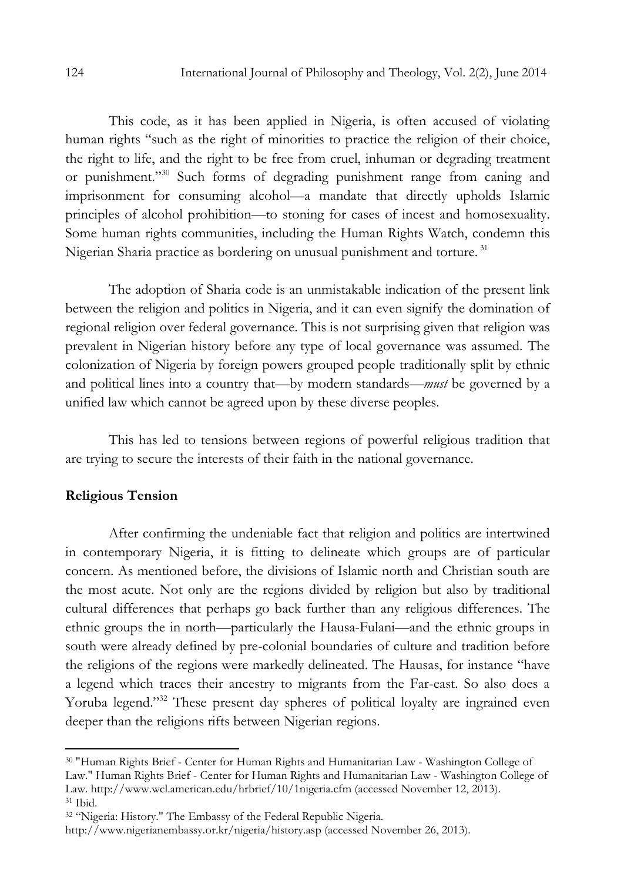This code, as it has been applied in Nigeria, is often accused of violating human rights "such as the right of minorities to practice the religion of their choice, the right to life, and the right to be free from cruel, inhuman or degrading treatment or punishment."[30] Such forms of degrading punishment range from caning and imprisonment for consuming alcohol—a mandate that directly upholds Islamic principles of alcohol prohibition—to stoning for cases of incest and homosexuality. Some human rights communities, including the Human Rights Watch, condemn this Nigerian Sharia practice as bordering on unusual punishment and torture.[31]

The adoption of Sharia code is an unmistakable indication of the present link between the religion and politics in Nigeria, and it can even signify the domination of regional religion over federal governance. This is not surprising given that religion was prevalent in Nigerian history before any type of local governance was assumed. The colonization of Nigeria by foreign powers grouped people traditionally split by ethnic and political lines into a country that—by modern standards—*must* be governed by a unified law which cannot be agreed upon by these diverse peoples.

This has led to tensions between regions of powerful religious tradition that are trying to secure the interests of their faith in the national governance.

## Religious Tension

After confirming the undeniable fact that religion and politics are intertwined in contemporary Nigeria, it is fitting to delineate which groups are of particular concern. As mentioned before, the divisions of Islamic north and Christian south are the most acute. Not only are the regions divided by religion but also by traditional cultural differences that perhaps go back further than any religious differences. The ethnic groups the in north—particularly the Hausa-Fulani—and the ethnic groups in south were already defined by pre-colonial boundaries of culture and tradition before the religions of the regions were markedly delineated. The Hausas, for instance "have a legend which traces their ancestry to migrants from the Far-east. So also does a Yoruba legend."[32] These present day spheres of political loyalty are ingrained even deeper than the religions rifts between Nigerian regions.

---

[30] "Human Rights Brief - Center for Human Rights and Humanitarian Law - Washington College of Law." Human Rights Brief - Center for Human Rights and Humanitarian Law - Washington College of Law. http://www.wcl.american.edu/hrbrief/10/1nigeria.cfm (accessed November 12, 2013).

[31] Ibid.

[32] "Nigeria: History." The Embassy of the Federal Republic Nigeria. http://www.nigerianembassy.or.kr/nigeria/history.asp (accessed November 26, 2013).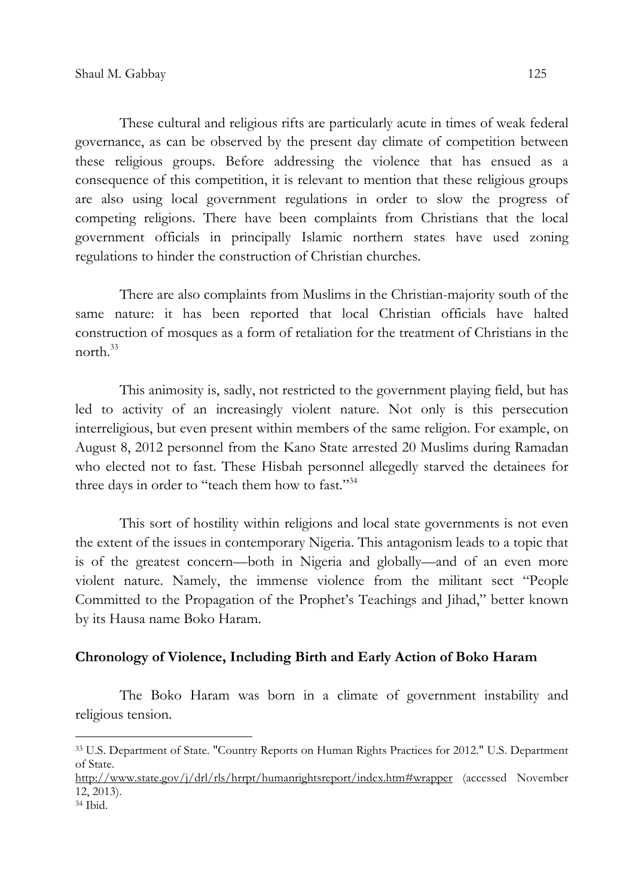These cultural and religious rifts are particularly acute in times of weak federal governance, as can be observed by the present day climate of competition between these religious groups. Before addressing the violence that has ensued as a consequence of this competition, it is relevant to mention that these religious groups are also using local government regulations in order to slow the progress of competing religions. There have been complaints from Christians that the local government officials in principally Islamic northern states have used zoning regulations to hinder the construction of Christian churches.

There are also complaints from Muslims in the Christian-majority south of the same nature: it has been reported that local Christian officials have halted construction of mosques as a form of retaliation for the treatment of Christians in the north.[33]

This animosity is, sadly, not restricted to the government playing field, but has led to activity of an increasingly violent nature. Not only is this persecution interreligious, but even present within members of the same religion. For example, on August 8, 2012 personnel from the Kano State arrested 20 Muslims during Ramadan who elected not to fast. These Hisbah personnel allegedly starved the detainees for three days in order to "teach them how to fast."[34]

This sort of hostility within religions and local state governments is not even the extent of the issues in contemporary Nigeria. This antagonism leads to a topic that is of the greatest concern—both in Nigeria and globally—and of an even more violent nature. Namely, the immense violence from the militant sect "People Committed to the Propagation of the Prophet's Teachings and Jihad," better known by its Hausa name Boko Haram.

## Chronology of Violence, Including Birth and Early Action of Boko Haram

The Boko Haram was born in a climate of government instability and religious tension.

---

[33] U.S. Department of State. "Country Reports on Human Rights Practices for 2012." U.S. Department of State. http://www.state.gov/j/drl/rls/hrrpt/humanrightsreport/index.htm#wrapper (accessed November 12, 2013).

[34] Ibid.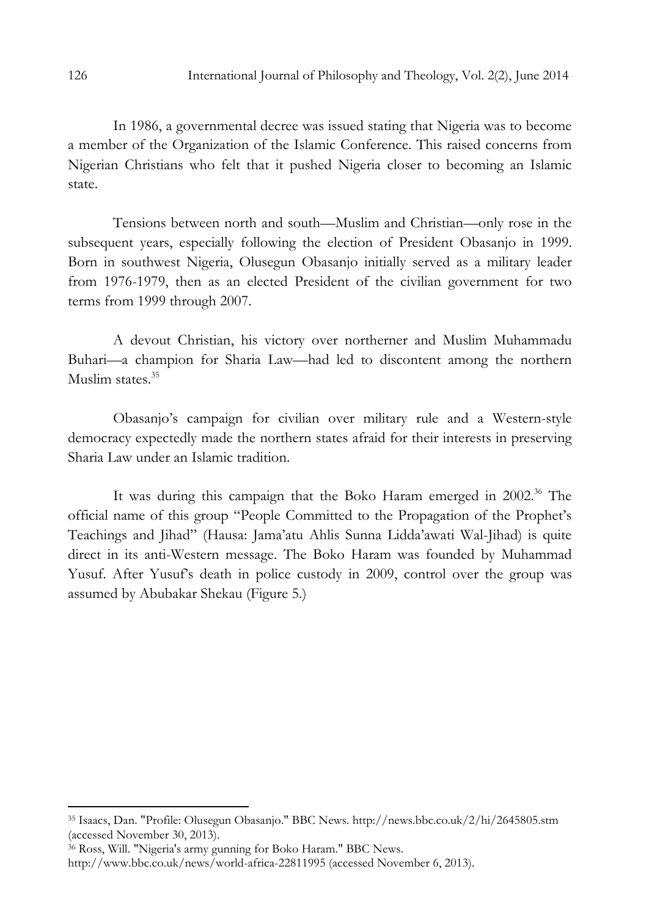In 1986, a governmental decree was issued stating that Nigeria was to become a member of the Organization of the Islamic Conference. This raised concerns from Nigerian Christians who felt that it pushed Nigeria closer to becoming an Islamic state.

Tensions between north and south—Muslim and Christian—only rose in the subsequent years, especially following the election of President Obasanjo in 1999. Born in southwest Nigeria, Olusegun Obasanjo initially served as a military leader from 1976-1979, then as an elected President of the civilian government for two terms from 1999 through 2007.

A devout Christian, his victory over northerner and Muslim Muhammadu Buhari—a champion for Sharia Law—had led to discontent among the northern Muslim states.[35]

Obasanjo's campaign for civilian over military rule and a Western-style democracy expectedly made the northern states afraid for their interests in preserving Sharia Law under an Islamic tradition.

It was during this campaign that the Boko Haram emerged in 2002.[36] The official name of this group "People Committed to the Propagation of the Prophet's Teachings and Jihad" (Hausa: Jama'atu Ahlis Sunna Lidda'awati Wal-Jihad) is quite direct in its anti-Western message. The Boko Haram was founded by Muhammad Yusuf. After Yusuf's death in police custody in 2009, control over the group was assumed by Abubakar Shekau (Figure 5.)

---

[35] Isaacs, Dan. "Profile: Olusegun Obasanjo." BBC News. http://news.bbc.co.uk/2/hi/2645805.stm (accessed November 30, 2013).

[36] Ross, Will. "Nigeria's army gunning for Boko Haram." BBC News. http://www.bbc.co.uk/news/world-africa-22811995 (accessed November 6, 2013).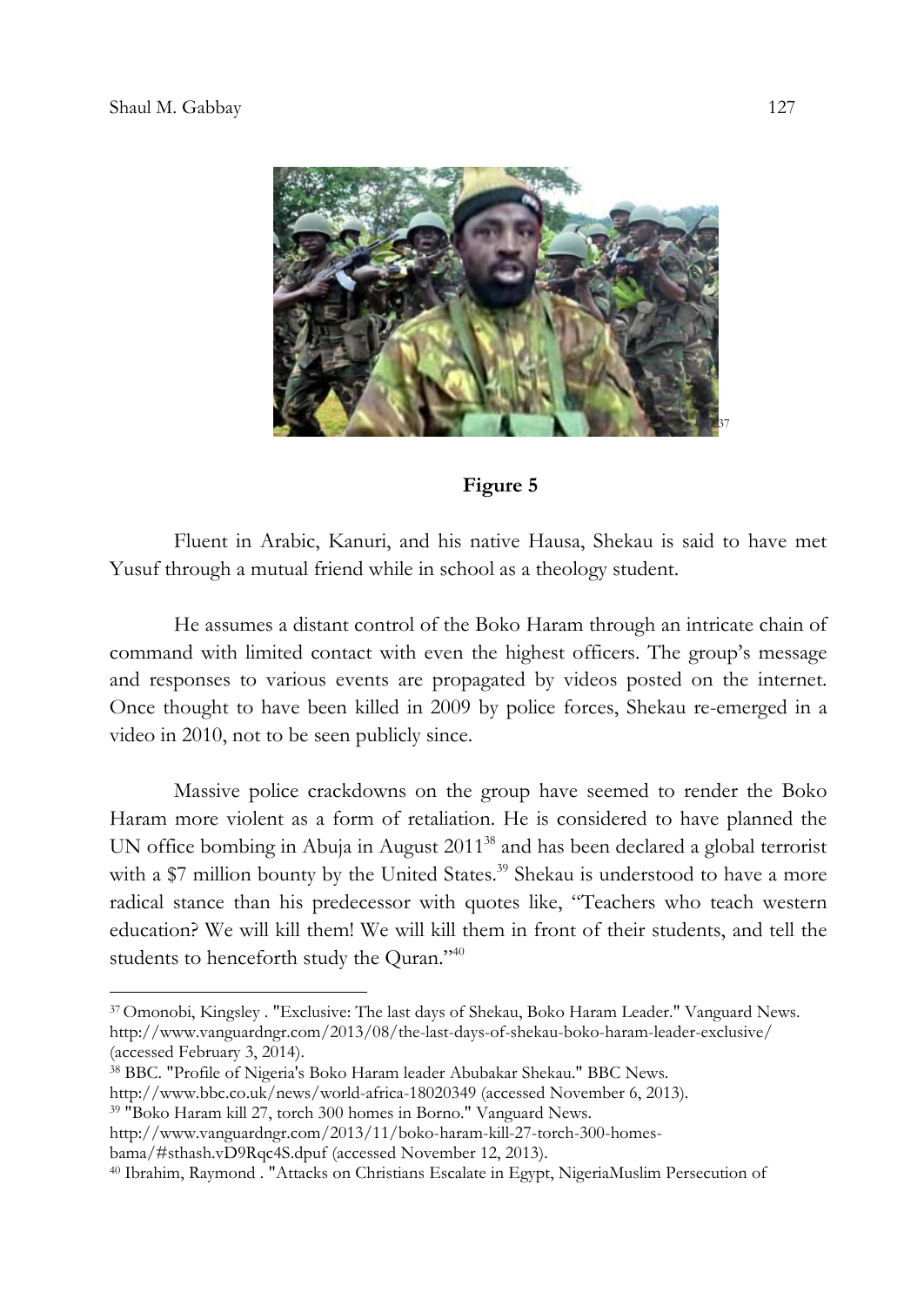[37]

**Figure 5**

Fluent in Arabic, Kanuri, and his native Hausa, Shekau is said to have met Yusuf through a mutual friend while in school as a theology student.

He assumes a distant control of the Boko Haram through an intricate chain of command with limited contact with even the highest officers. The group's message and responses to various events are propagated by videos posted on the internet. Once thought to have been killed in 2009 by police forces, Shekau re-emerged in a video in 2010, not to be seen publicly since.

Massive police crackdowns on the group have seemed to render the Boko Haram more violent as a form of retaliation. He is considered to have planned the UN office bombing in Abuja in August 2011[38] and has been declared a global terrorist with a $7 million bounty by the United States.[39] Shekau is understood to have a more radical stance than his predecessor with quotes like, "Teachers who teach western education? We will kill them! We will kill them in front of their students, and tell the students to henceforth study the Quran."[40]

---

[37] Omonobi, Kingsley . "Exclusive: The last days of Shekau, Boko Haram Leader." Vanguard News. http://www.vanguardngr.com/2013/08/the-last-days-of-shekau-boko-haram-leader-exclusive/ (accessed February 3, 2014).

[38] BBC. "Profile of Nigeria's Boko Haram leader Abubakar Shekau." BBC News. http://www.bbc.co.uk/news/world-africa-18020349 (accessed November 6, 2013).

[39] "Boko Haram kill 27, torch 300 homes in Borno." Vanguard News. http://www.vanguardngr.com/2013/11/boko-haram-kill-27-torch-300-homes-bama/#sthash.vD9Rqc4S.dpuf (accessed November 12, 2013).

[40] Ibrahim, Raymond . "Attacks on Christians Escalate in Egypt, NigeriaMuslim Persecution of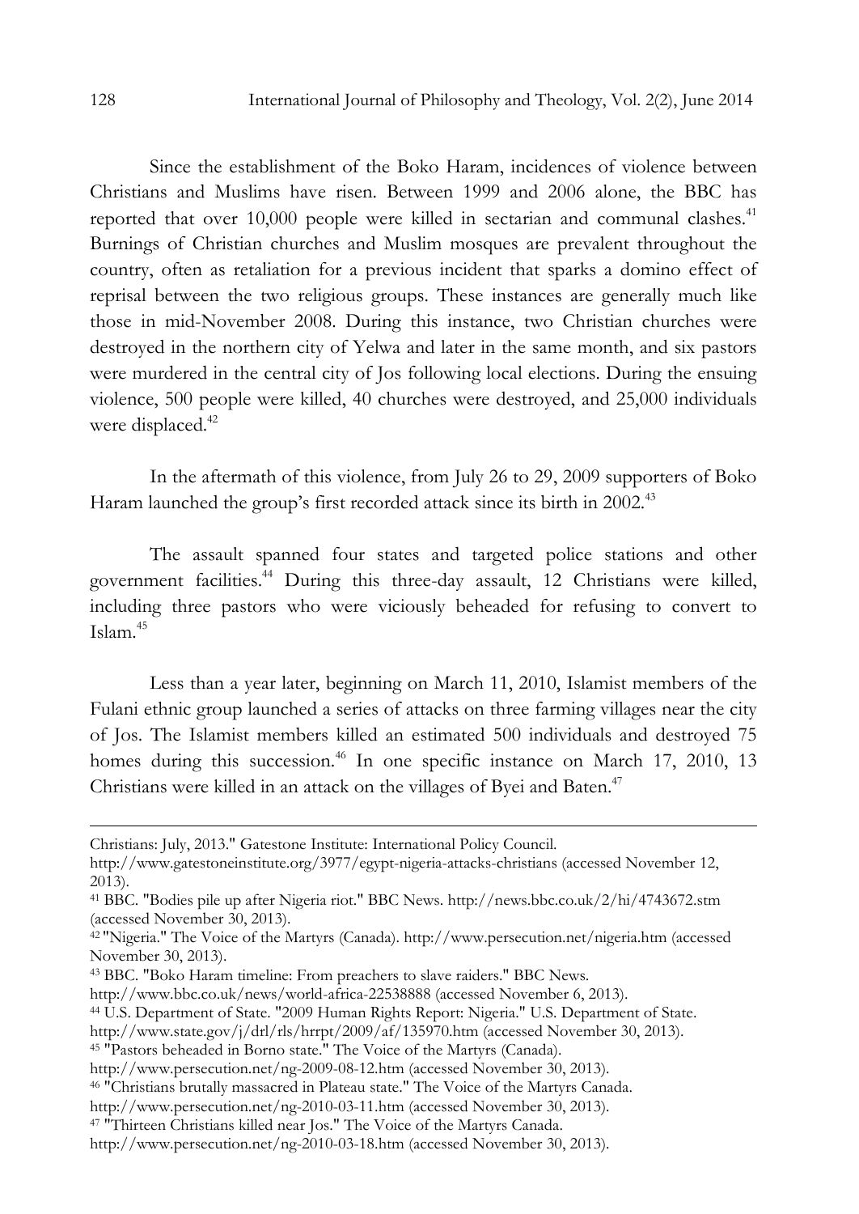Since the establishment of the Boko Haram, incidences of violence between Christians and Muslims have risen. Between 1999 and 2006 alone, the BBC has reported that over 10,000 people were killed in sectarian and communal clashes.[41] Burnings of Christian churches and Muslim mosques are prevalent throughout the country, often as retaliation for a previous incident that sparks a domino effect of reprisal between the two religious groups. These instances are generally much like those in mid-November 2008. During this instance, two Christian churches were destroyed in the northern city of Yelwa and later in the same month, and six pastors were murdered in the central city of Jos following local elections. During the ensuing violence, 500 people were killed, 40 churches were destroyed, and 25,000 individuals were displaced.[42]

In the aftermath of this violence, from July 26 to 29, 2009 supporters of Boko Haram launched the group's first recorded attack since its birth in 2002.[43]

The assault spanned four states and targeted police stations and other government facilities.[44] During this three-day assault, 12 Christians were killed, including three pastors who were viciously beheaded for refusing to convert to Islam.[45]

Less than a year later, beginning on March 11, 2010, Islamist members of the Fulani ethnic group launched a series of attacks on three farming villages near the city of Jos. The Islamist members killed an estimated 500 individuals and destroyed 75 homes during this succession.[46] In one specific instance on March 17, 2010, 13 Christians were killed in an attack on the villages of Byei and Baten.[47]

---

Christians: July, 2013." Gatestone Institute: International Policy Council. http://www.gatestoneinstitute.org/3977/egypt-nigeria-attacks-christians (accessed November 12, 2013).

[41] BBC. "Bodies pile up after Nigeria riot." BBC News. http://news.bbc.co.uk/2/hi/4743672.stm (accessed November 30, 2013).

[42] "Nigeria." The Voice of the Martyrs (Canada). http://www.persecution.net/nigeria.htm (accessed November 30, 2013).

[43] BBC. "Boko Haram timeline: From preachers to slave raiders." BBC News. http://www.bbc.co.uk/news/world-africa-22538888 (accessed November 6, 2013).

[44] U.S. Department of State. "2009 Human Rights Report: Nigeria." U.S. Department of State. http://www.state.gov/j/drl/rls/hrrpt/2009/af/135970.htm (accessed November 30, 2013).

[45] "Pastors beheaded in Borno state." The Voice of the Martyrs (Canada). http://www.persecution.net/ng-2009-08-12.htm (accessed November 30, 2013).

[46] "Christians brutally massacred in Plateau state." The Voice of the Martyrs Canada. http://www.persecution.net/ng-2010-03-11.htm (accessed November 30, 2013).

[47] "Thirteen Christians killed near Jos." The Voice of the Martyrs Canada. http://www.persecution.net/ng-2010-03-18.htm (accessed November 30, 2013).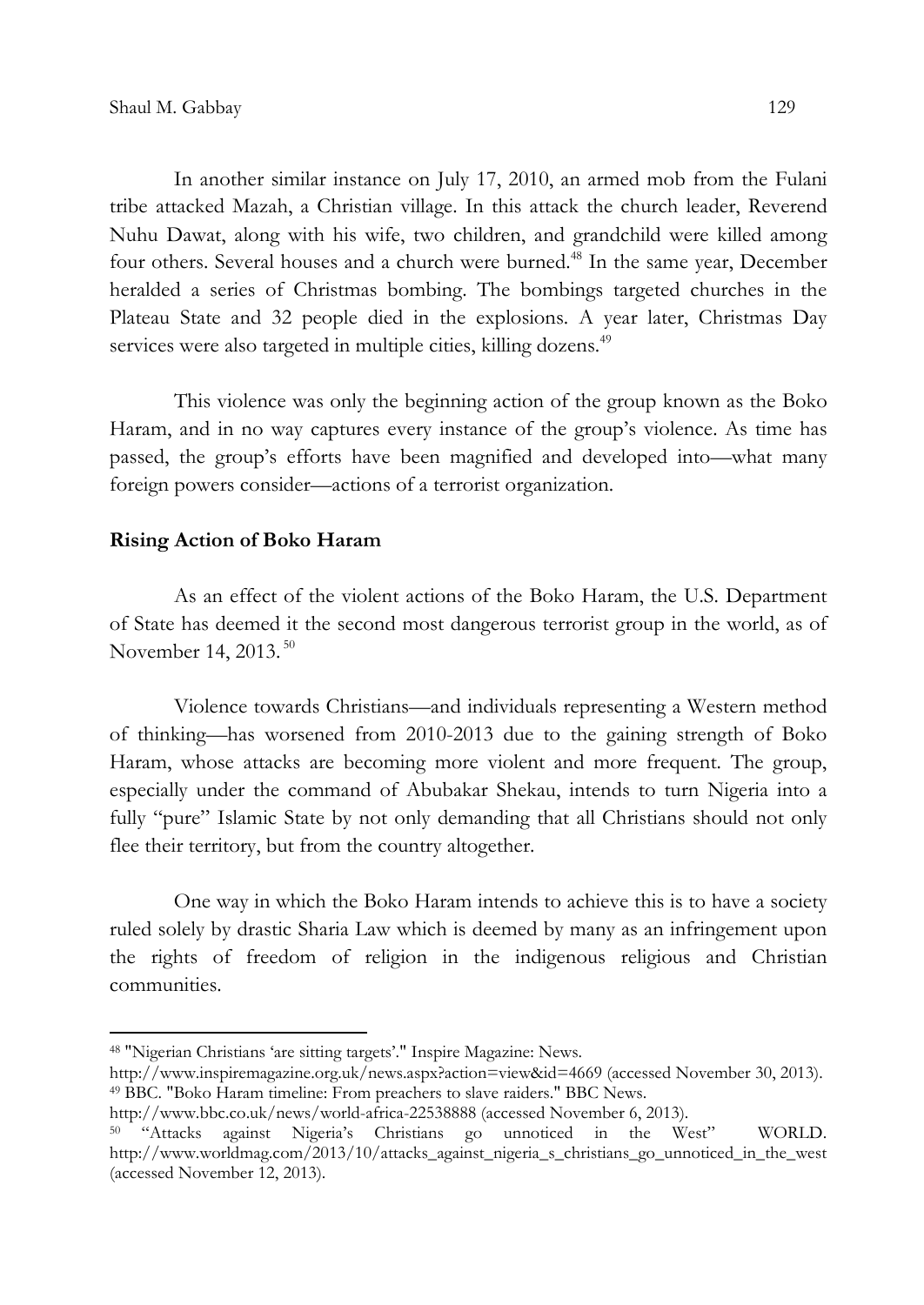In another similar instance on July 17, 2010, an armed mob from the Fulani tribe attacked Mazah, a Christian village. In this attack the church leader, Reverend Nuhu Dawat, along with his wife, two children, and grandchild were killed among four others. Several houses and a church were burned.[48] In the same year, December heralded a series of Christmas bombing. The bombings targeted churches in the Plateau State and 32 people died in the explosions. A year later, Christmas Day services were also targeted in multiple cities, killing dozens.[49]

This violence was only the beginning action of the group known as the Boko Haram, and in no way captures every instance of the group's violence. As time has passed, the group's efforts have been magnified and developed into—what many foreign powers consider—actions of a terrorist organization.

**Rising Action of Boko Haram**

As an effect of the violent actions of the Boko Haram, the U.S. Department of State has deemed it the second most dangerous terrorist group in the world, as of November 14, 2013.[50]

Violence towards Christians—and individuals representing a Western method of thinking—has worsened from 2010-2013 due to the gaining strength of Boko Haram, whose attacks are becoming more violent and more frequent. The group, especially under the command of Abubakar Shekau, intends to turn Nigeria into a fully "pure" Islamic State by not only demanding that all Christians should not only flee their territory, but from the country altogether.

One way in which the Boko Haram intends to achieve this is to have a society ruled solely by drastic Sharia Law which is deemed by many as an infringement upon the rights of freedom of religion in the indigenous religious and Christian communities.

---

[48] "Nigerian Christians 'are sitting targets'." Inspire Magazine: News. http://www.inspiremagazine.org.uk/news.aspx?action=view&id=4669 (accessed November 30, 2013).

[49] BBC. "Boko Haram timeline: From preachers to slave raiders." BBC News. http://www.bbc.co.uk/news/world-africa-22538888 (accessed November 6, 2013).

[50] "Attacks against Nigeria's Christians go unnoticed in the West" WORLD. http://www.worldmag.com/2013/10/attacks_against_nigeria_s_christians_go_unnoticed_in_the_west (accessed November 12, 2013).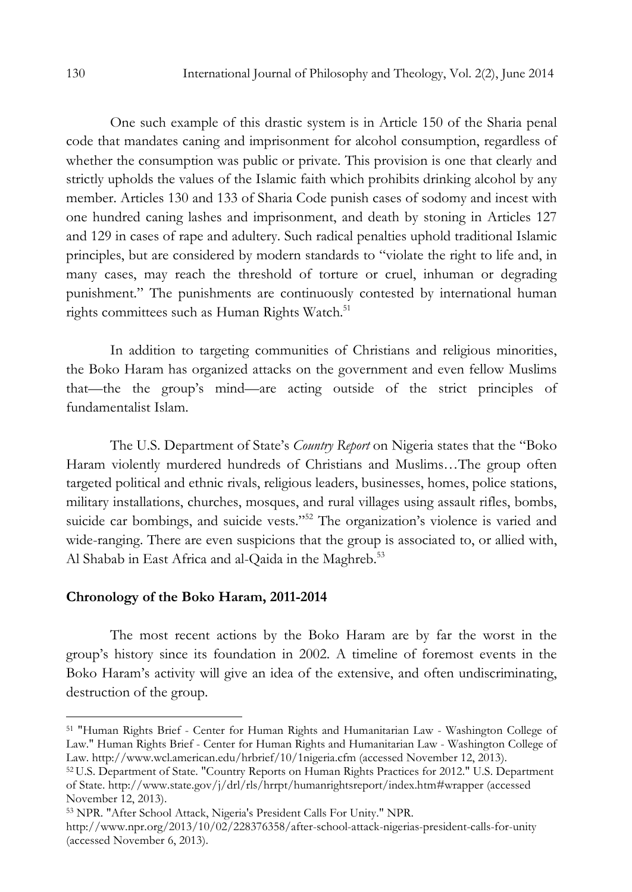One such example of this drastic system is in Article 150 of the Sharia penal code that mandates caning and imprisonment for alcohol consumption, regardless of whether the consumption was public or private. This provision is one that clearly and strictly upholds the values of the Islamic faith which prohibits drinking alcohol by any member. Articles 130 and 133 of Sharia Code punish cases of sodomy and incest with one hundred caning lashes and imprisonment, and death by stoning in Articles 127 and 129 in cases of rape and adultery. Such radical penalties uphold traditional Islamic principles, but are considered by modern standards to "violate the right to life and, in many cases, may reach the threshold of torture or cruel, inhuman or degrading punishment." The punishments are continuously contested by international human rights committees such as Human Rights Watch.[51]

In addition to targeting communities of Christians and religious minorities, the Boko Haram has organized attacks on the government and even fellow Muslims that—the the group's mind—are acting outside of the strict principles of fundamentalist Islam.

The U.S. Department of State's *Country Report* on Nigeria states that the "Boko Haram violently murdered hundreds of Christians and Muslims…The group often targeted political and ethnic rivals, religious leaders, businesses, homes, police stations, military installations, churches, mosques, and rural villages using assault rifles, bombs, suicide car bombings, and suicide vests."[52] The organization's violence is varied and wide-ranging. There are even suspicions that the group is associated to, or allied with, Al Shabab in East Africa and al-Qaida in the Maghreb.[53]

### Chronology of the Boko Haram, 2011-2014

The most recent actions by the Boko Haram are by far the worst in the group's history since its foundation in 2002. A timeline of foremost events in the Boko Haram's activity will give an idea of the extensive, and often undiscriminating, destruction of the group.

---

[51] "Human Rights Brief - Center for Human Rights and Humanitarian Law - Washington College of Law." Human Rights Brief - Center for Human Rights and Humanitarian Law - Washington College of Law. http://www.wcl.american.edu/hrbrief/10/1nigeria.cfm (accessed November 12, 2013).

[52] U.S. Department of State. "Country Reports on Human Rights Practices for 2012." U.S. Department of State. http://www.state.gov/j/drl/rls/hrrpt/humanrightsreport/index.htm#wrapper (accessed November 12, 2013).

[53] NPR. "After School Attack, Nigeria's President Calls For Unity." NPR. http://www.npr.org/2013/10/02/228376358/after-school-attack-nigerias-president-calls-for-unity (accessed November 6, 2013).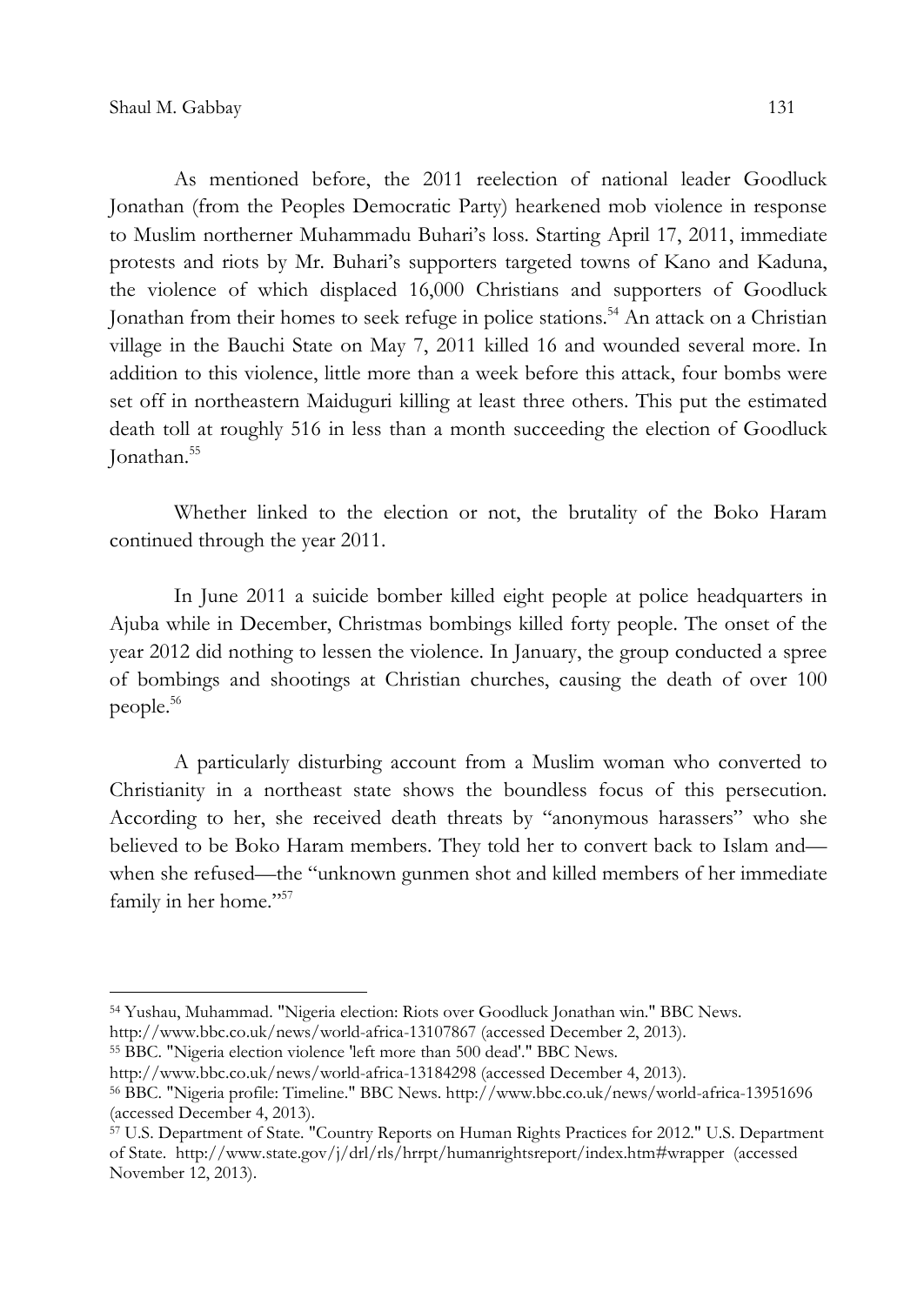As mentioned before, the 2011 reelection of national leader Goodluck Jonathan (from the Peoples Democratic Party) hearkened mob violence in response to Muslim northerner Muhammadu Buhari's loss. Starting April 17, 2011, immediate protests and riots by Mr. Buhari's supporters targeted towns of Kano and Kaduna, the violence of which displaced 16,000 Christians and supporters of Goodluck Jonathan from their homes to seek refuge in police stations.[54] An attack on a Christian village in the Bauchi State on May 7, 2011 killed 16 and wounded several more. In addition to this violence, little more than a week before this attack, four bombs were set off in northeastern Maiduguri killing at least three others. This put the estimated death toll at roughly 516 in less than a month succeeding the election of Goodluck Jonathan.[55]

Whether linked to the election or not, the brutality of the Boko Haram continued through the year 2011.

In June 2011 a suicide bomber killed eight people at police headquarters in Ajuba while in December, Christmas bombings killed forty people. The onset of the year 2012 did nothing to lessen the violence. In January, the group conducted a spree of bombings and shootings at Christian churches, causing the death of over 100 people.[56]

A particularly disturbing account from a Muslim woman who converted to Christianity in a northeast state shows the boundless focus of this persecution. According to her, she received death threats by "anonymous harassers" who she believed to be Boko Haram members. They told her to convert back to Islam and—when she refused—the "unknown gunmen shot and killed members of her immediate family in her home."[57]

---

[54] Yushau, Muhammad. "Nigeria election: Riots over Goodluck Jonathan win." BBC News. http://www.bbc.co.uk/news/world-africa-13107867 (accessed December 2, 2013).

[55] BBC. "Nigeria election violence 'left more than 500 dead'." BBC News. http://www.bbc.co.uk/news/world-africa-13184298 (accessed December 4, 2013).

[56] BBC. "Nigeria profile: Timeline." BBC News. http://www.bbc.co.uk/news/world-africa-13951696 (accessed December 4, 2013).

[57] U.S. Department of State. "Country Reports on Human Rights Practices for 2012." U.S. Department of State. http://www.state.gov/j/drl/rls/hrrpt/humanrightsreport/index.htm#wrapper (accessed November 12, 2013).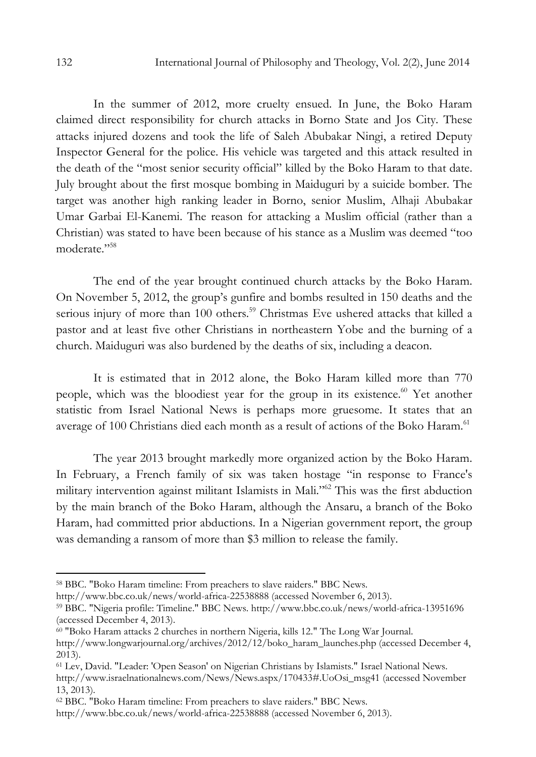In the summer of 2012, more cruelty ensued. In June, the Boko Haram claimed direct responsibility for church attacks in Borno State and Jos City. These attacks injured dozens and took the life of Saleh Abubakar Ningi, a retired Deputy Inspector General for the police. His vehicle was targeted and this attack resulted in the death of the "most senior security official" killed by the Boko Haram to that date. July brought about the first mosque bombing in Maiduguri by a suicide bomber. The target was another high ranking leader in Borno, senior Muslim, Alhaji Abubakar Umar Garbai El-Kanemi. The reason for attacking a Muslim official (rather than a Christian) was stated to have been because of his stance as a Muslim was deemed "too moderate."[58]

The end of the year brought continued church attacks by the Boko Haram. On November 5, 2012, the group's gunfire and bombs resulted in 150 deaths and the serious injury of more than 100 others.[59] Christmas Eve ushered attacks that killed a pastor and at least five other Christians in northeastern Yobe and the burning of a church. Maiduguri was also burdened by the deaths of six, including a deacon.

It is estimated that in 2012 alone, the Boko Haram killed more than 770 people, which was the bloodiest year for the group in its existence.[60] Yet another statistic from Israel National News is perhaps more gruesome. It states that an average of 100 Christians died each month as a result of actions of the Boko Haram.[61]

The year 2013 brought markedly more organized action by the Boko Haram. In February, a French family of six was taken hostage "in response to France's military intervention against militant Islamists in Mali."[62] This was the first abduction by the main branch of the Boko Haram, although the Ansaru, a branch of the Boko Haram, had committed prior abductions. In a Nigerian government report, the group was demanding a ransom of more than $3 million to release the family.

---

[58] BBC. "Boko Haram timeline: From preachers to slave raiders." BBC News. http://www.bbc.co.uk/news/world-africa-22538888 (accessed November 6, 2013).

[59] BBC. "Nigeria profile: Timeline." BBC News. http://www.bbc.co.uk/news/world-africa-13951696 (accessed December 4, 2013).

[60] "Boko Haram attacks 2 churches in northern Nigeria, kills 12." The Long War Journal. http://www.longwarjournal.org/archives/2012/12/boko_haram_launches.php (accessed December 4, 2013).

[61] Lev, David. "Leader: 'Open Season' on Nigerian Christians by Islamists." Israel National News. http://www.israelnationalnews.com/News/News.aspx/170433#.UoOsi_msg41 (accessed November 13, 2013).

[62] BBC. "Boko Haram timeline: From preachers to slave raiders." BBC News. http://www.bbc.co.uk/news/world-africa-22538888 (accessed November 6, 2013).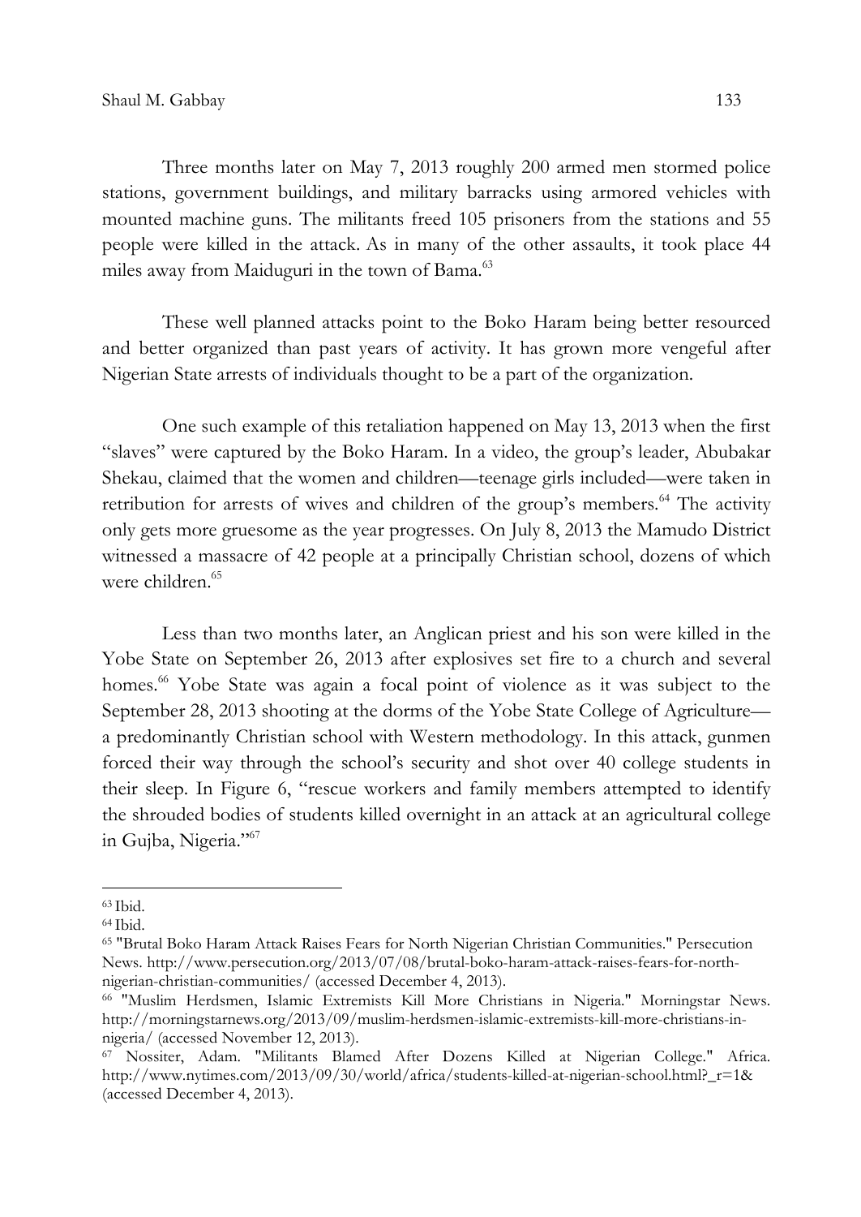Three months later on May 7, 2013 roughly 200 armed men stormed police stations, government buildings, and military barracks using armored vehicles with mounted machine guns. The militants freed 105 prisoners from the stations and 55 people were killed in the attack. As in many of the other assaults, it took place 44 miles away from Maiduguri in the town of Bama.[63]

These well planned attacks point to the Boko Haram being better resourced and better organized than past years of activity. It has grown more vengeful after Nigerian State arrests of individuals thought to be a part of the organization.

One such example of this retaliation happened on May 13, 2013 when the first "slaves" were captured by the Boko Haram. In a video, the group's leader, Abubakar Shekau, claimed that the women and children—teenage girls included—were taken in retribution for arrests of wives and children of the group's members.[64] The activity only gets more gruesome as the year progresses. On July 8, 2013 the Mamudo District witnessed a massacre of 42 people at a principally Christian school, dozens of which were children.[65]

Less than two months later, an Anglican priest and his son were killed in the Yobe State on September 26, 2013 after explosives set fire to a church and several homes.[66] Yobe State was again a focal point of violence as it was subject to the September 28, 2013 shooting at the dorms of the Yobe State College of Agriculture—a predominantly Christian school with Western methodology. In this attack, gunmen forced their way through the school's security and shot over 40 college students in their sleep. In Figure 6, "rescue workers and family members attempted to identify the shrouded bodies of students killed overnight in an attack at an agricultural college in Gujba, Nigeria."[67]

---

[63] Ibid.

[64] Ibid.

[65] "Brutal Boko Haram Attack Raises Fears for North Nigerian Christian Communities." Persecution News. http://www.persecution.org/2013/07/08/brutal-boko-haram-attack-raises-fears-for-north-nigerian-christian-communities/ (accessed December 4, 2013).

[66] "Muslim Herdsmen, Islamic Extremists Kill More Christians in Nigeria." Morningstar News. http://morningstarnews.org/2013/09/muslim-herdsmen-islamic-extremists-kill-more-christians-in-nigeria/ (accessed November 12, 2013).

[67] Nossiter, Adam. "Militants Blamed After Dozens Killed at Nigerian College." Africa. http://www.nytimes.com/2013/09/30/world/africa/students-killed-at-nigerian-school.html?_r=1& (accessed December 4, 2013).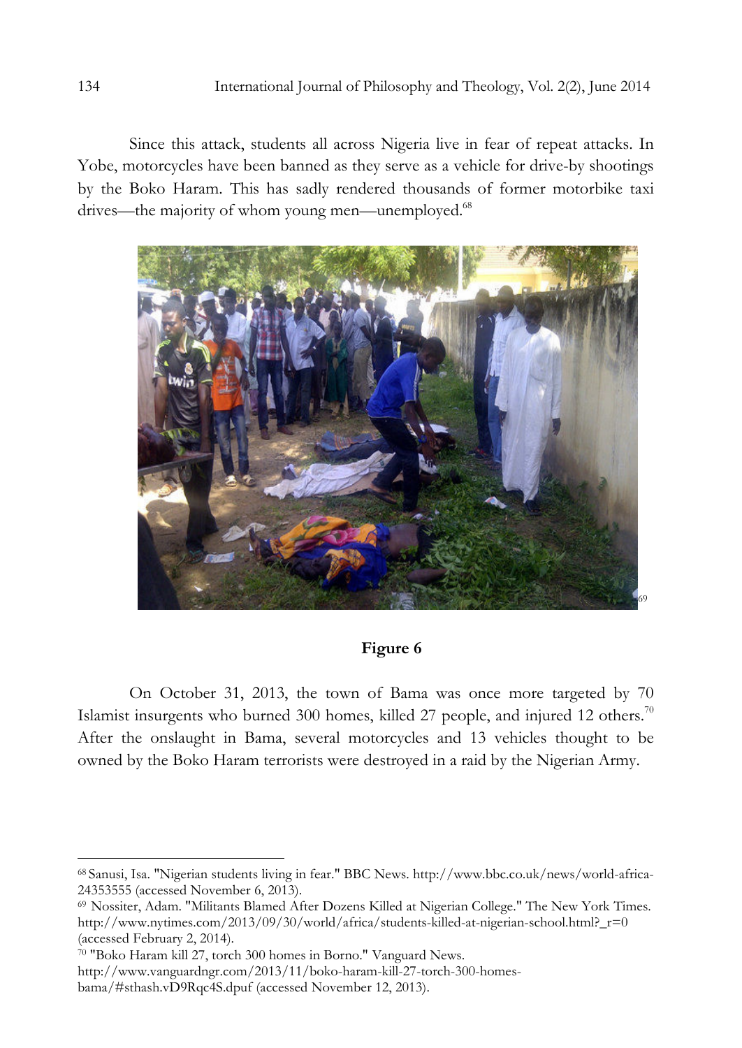Since this attack, students all across Nigeria live in fear of repeat attacks. In Yobe, motorcycles have been banned as they serve as a vehicle for drive-by shootings by the Boko Haram. This has sadly rendered thousands of former motorbike taxi drives—the majority of whom young men—unemployed.[68]

[69]

**Figure 6**

On October 31, 2013, the town of Bama was once more targeted by 70 Islamist insurgents who burned 300 homes, killed 27 people, and injured 12 others.[70] After the onslaught in Bama, several motorcycles and 13 vehicles thought to be owned by the Boko Haram terrorists were destroyed in a raid by the Nigerian Army.

---

[68] Sanusi, Isa. "Nigerian students living in fear." BBC News. http://www.bbc.co.uk/news/world-africa-24353555 (accessed November 6, 2013).

[69] Nossiter, Adam. "Militants Blamed After Dozens Killed at Nigerian College." The New York Times. http://www.nytimes.com/2013/09/30/world/africa/students-killed-at-nigerian-school.html?_r=0 (accessed February 2, 2014).

[70] "Boko Haram kill 27, torch 300 homes in Borno." Vanguard News. http://www.vanguardngr.com/2013/11/boko-haram-kill-27-torch-300-homes-bama/#sthash.vD9Rqc4S.dpuf (accessed November 12, 2013).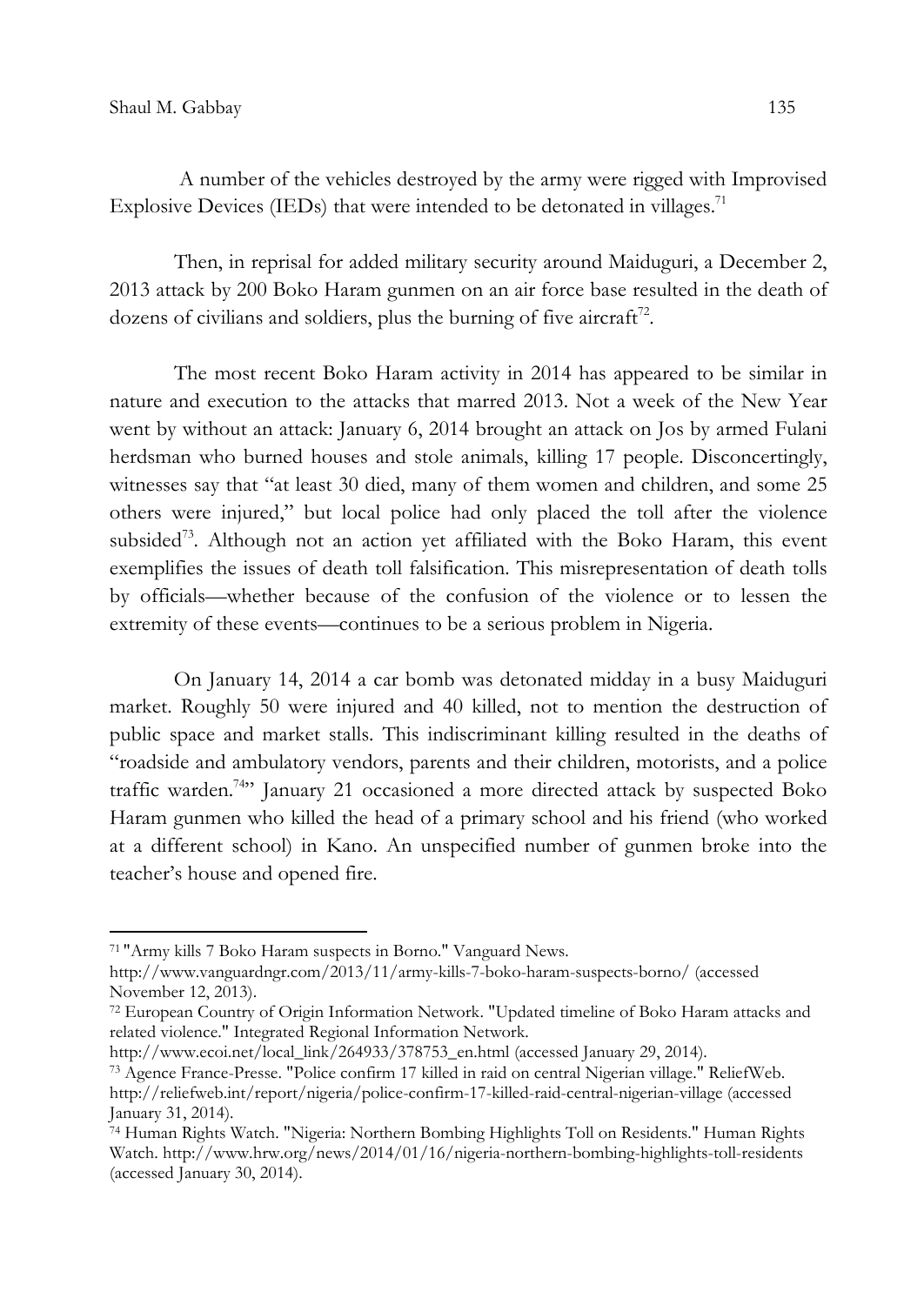A number of the vehicles destroyed by the army were rigged with Improvised Explosive Devices (IEDs) that were intended to be detonated in villages.[71]

Then, in reprisal for added military security around Maiduguri, a December 2, 2013 attack by 200 Boko Haram gunmen on an air force base resulted in the death of dozens of civilians and soldiers, plus the burning of five aircraft[72].

The most recent Boko Haram activity in 2014 has appeared to be similar in nature and execution to the attacks that marred 2013. Not a week of the New Year went by without an attack: January 6, 2014 brought an attack on Jos by armed Fulani herdsman who burned houses and stole animals, killing 17 people. Disconcertingly, witnesses say that "at least 30 died, many of them women and children, and some 25 others were injured," but local police had only placed the toll after the violence subsided[73]. Although not an action yet affiliated with the Boko Haram, this event exemplifies the issues of death toll falsification. This misrepresentation of death tolls by officials—whether because of the confusion of the violence or to lessen the extremity of these events—continues to be a serious problem in Nigeria.

On January 14, 2014 a car bomb was detonated midday in a busy Maiduguri market. Roughly 50 were injured and 40 killed, not to mention the destruction of public space and market stalls. This indiscriminant killing resulted in the deaths of "roadside and ambulatory vendors, parents and their children, motorists, and a police traffic warden.[74]" January 21 occasioned a more directed attack by suspected Boko Haram gunmen who killed the head of a primary school and his friend (who worked at a different school) in Kano. An unspecified number of gunmen broke into the teacher's house and opened fire.

---

[71] "Army kills 7 Boko Haram suspects in Borno." Vanguard News. http://www.vanguardngr.com/2013/11/army-kills-7-boko-haram-suspects-borno/ (accessed November 12, 2013).

[72] European Country of Origin Information Network. "Updated timeline of Boko Haram attacks and related violence." Integrated Regional Information Network. http://www.ecoi.net/local_link/264933/378753_en.html (accessed January 29, 2014).

[73] Agence France-Presse. "Police confirm 17 killed in raid on central Nigerian village." ReliefWeb. http://reliefweb.int/report/nigeria/police-confirm-17-killed-raid-central-nigerian-village (accessed January 31, 2014).

[74] Human Rights Watch. "Nigeria: Northern Bombing Highlights Toll on Residents." Human Rights Watch. http://www.hrw.org/news/2014/01/16/nigeria-northern-bombing-highlights-toll-residents (accessed January 30, 2014).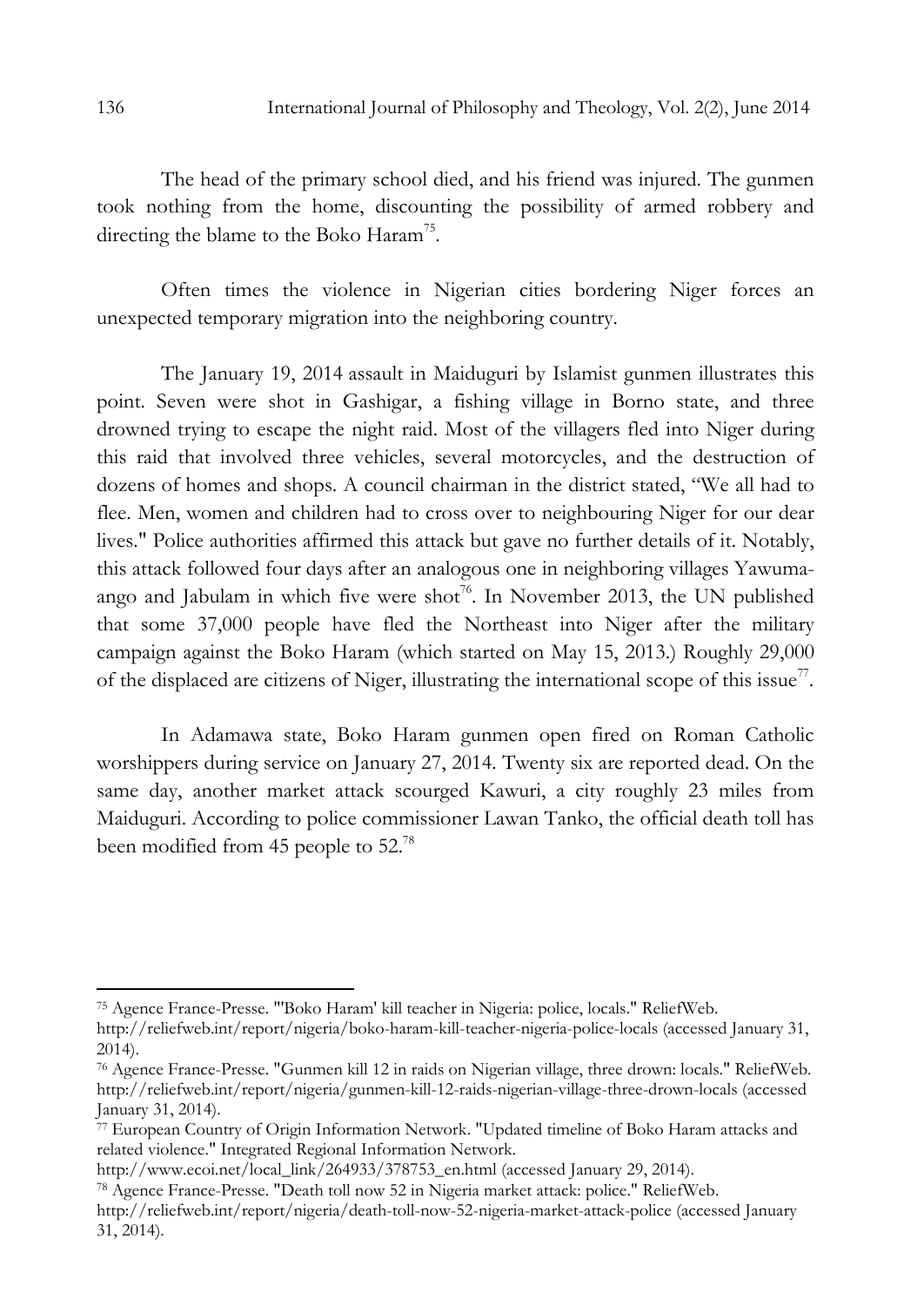The head of the primary school died, and his friend was injured. The gunmen took nothing from the home, discounting the possibility of armed robbery and directing the blame to the Boko Haram[75].

Often times the violence in Nigerian cities bordering Niger forces an unexpected temporary migration into the neighboring country.

The January 19, 2014 assault in Maiduguri by Islamist gunmen illustrates this point. Seven were shot in Gashigar, a fishing village in Borno state, and three drowned trying to escape the night raid. Most of the villagers fled into Niger during this raid that involved three vehicles, several motorcycles, and the destruction of dozens of homes and shops. A council chairman in the district stated, "We all had to flee. Men, women and children had to cross over to neighbouring Niger for our dear lives." Police authorities affirmed this attack but gave no further details of it. Notably, this attack followed four days after an analogous one in neighboring villages Yawuma-ango and Jabulam in which five were shot[76]. In November 2013, the UN published that some 37,000 people have fled the Northeast into Niger after the military campaign against the Boko Haram (which started on May 15, 2013.) Roughly 29,000 of the displaced are citizens of Niger, illustrating the international scope of this issue[77].

In Adamawa state, Boko Haram gunmen open fired on Roman Catholic worshippers during service on January 27, 2014. Twenty six are reported dead. On the same day, another market attack scourged Kawuri, a city roughly 23 miles from Maiduguri. According to police commissioner Lawan Tanko, the official death toll has been modified from 45 people to 52.[78]

---

[75] Agence France-Presse. "'Boko Haram' kill teacher in Nigeria: police, locals." ReliefWeb. http://reliefweb.int/report/nigeria/boko-haram-kill-teacher-nigeria-police-locals (accessed January 31, 2014).

[76] Agence France-Presse. "Gunmen kill 12 in raids on Nigerian village, three drown: locals." ReliefWeb. http://reliefweb.int/report/nigeria/gunmen-kill-12-raids-nigerian-village-three-drown-locals (accessed January 31, 2014).

[77] European Country of Origin Information Network. "Updated timeline of Boko Haram attacks and related violence." Integrated Regional Information Network. http://www.ecoi.net/local_link/264933/378753_en.html (accessed January 29, 2014).

[78] Agence France-Presse. "Death toll now 52 in Nigeria market attack: police." ReliefWeb. http://reliefweb.int/report/nigeria/death-toll-now-52-nigeria-market-attack-police (accessed January 31, 2014).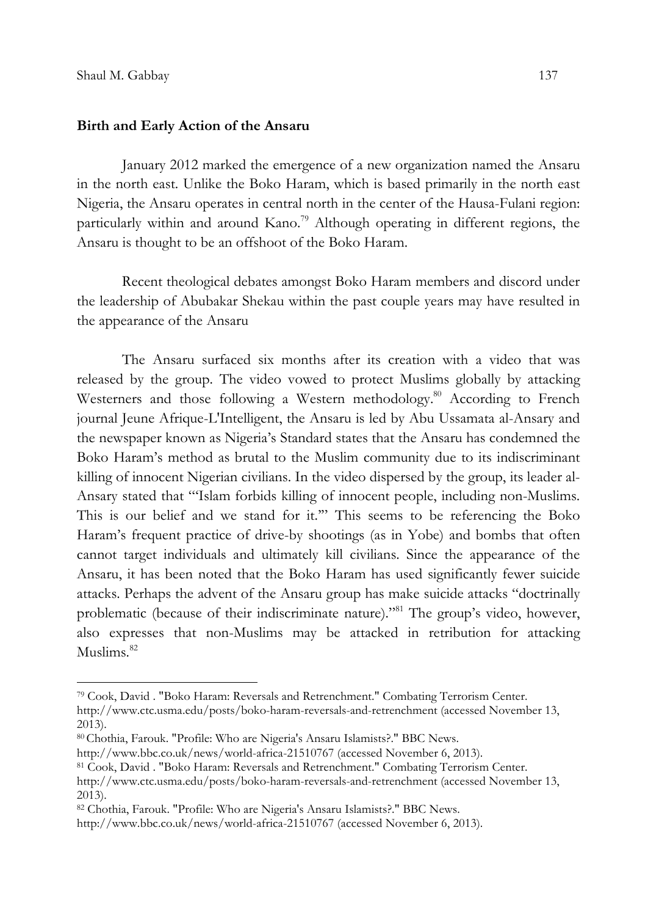**Birth and Early Action of the Ansaru**

January 2012 marked the emergence of a new organization named the Ansaru in the north east. Unlike the Boko Haram, which is based primarily in the north east Nigeria, the Ansaru operates in central north in the center of the Hausa-Fulani region: particularly within and around Kano.[79] Although operating in different regions, the Ansaru is thought to be an offshoot of the Boko Haram.

Recent theological debates amongst Boko Haram members and discord under the leadership of Abubakar Shekau within the past couple years may have resulted in the appearance of the Ansaru

The Ansaru surfaced six months after its creation with a video that was released by the group. The video vowed to protect Muslims globally by attacking Westerners and those following a Western methodology.[80] According to French journal Jeune Afrique-L'Intelligent, the Ansaru is led by Abu Ussamata al-Ansary and the newspaper known as Nigeria's Standard states that the Ansaru has condemned the Boko Haram's method as brutal to the Muslim community due to its indiscriminant killing of innocent Nigerian civilians. In the video dispersed by the group, its leader al-Ansary stated that "'Islam forbids killing of innocent people, including non-Muslims. This is our belief and we stand for it.'" This seems to be referencing the Boko Haram's frequent practice of drive-by shootings (as in Yobe) and bombs that often cannot target individuals and ultimately kill civilians. Since the appearance of the Ansaru, it has been noted that the Boko Haram has used significantly fewer suicide attacks. Perhaps the advent of the Ansaru group has make suicide attacks "doctrinally problematic (because of their indiscriminate nature)."[81] The group's video, however, also expresses that non-Muslims may be attacked in retribution for attacking Muslims.[82]

---

[79] Cook, David . "Boko Haram: Reversals and Retrenchment." Combating Terrorism Center. http://www.ctc.usma.edu/posts/boko-haram-reversals-and-retrenchment (accessed November 13, 2013).

[80] Chothia, Farouk. "Profile: Who are Nigeria's Ansaru Islamists?." BBC News. http://www.bbc.co.uk/news/world-africa-21510767 (accessed November 6, 2013).

[81] Cook, David . "Boko Haram: Reversals and Retrenchment." Combating Terrorism Center. http://www.ctc.usma.edu/posts/boko-haram-reversals-and-retrenchment (accessed November 13, 2013).

[82] Chothia, Farouk. "Profile: Who are Nigeria's Ansaru Islamists?." BBC News. http://www.bbc.co.uk/news/world-africa-21510767 (accessed November 6, 2013).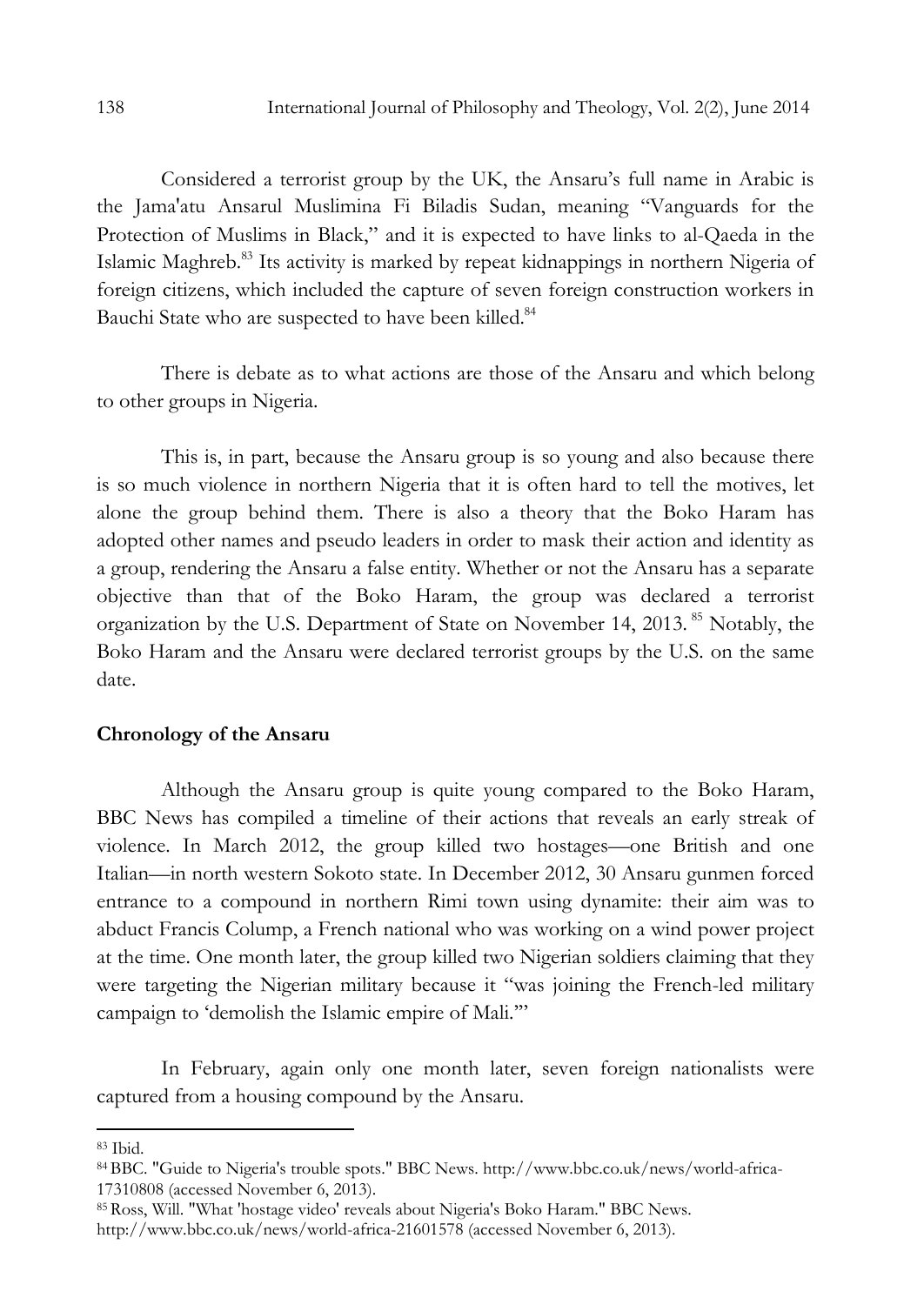Considered a terrorist group by the UK, the Ansaru's full name in Arabic is the Jama'atu Ansarul Muslimina Fi Biladis Sudan, meaning "Vanguards for the Protection of Muslims in Black," and it is expected to have links to al-Qaeda in the Islamic Maghreb.[83] Its activity is marked by repeat kidnappings in northern Nigeria of foreign citizens, which included the capture of seven foreign construction workers in Bauchi State who are suspected to have been killed.[84]

There is debate as to what actions are those of the Ansaru and which belong to other groups in Nigeria.

This is, in part, because the Ansaru group is so young and also because there is so much violence in northern Nigeria that it is often hard to tell the motives, let alone the group behind them. There is also a theory that the Boko Haram has adopted other names and pseudo leaders in order to mask their action and identity as a group, rendering the Ansaru a false entity. Whether or not the Ansaru has a separate objective than that of the Boko Haram, the group was declared a terrorist organization by the U.S. Department of State on November 14, 2013.[85] Notably, the Boko Haram and the Ansaru were declared terrorist groups by the U.S. on the same date.

**Chronology of the Ansaru**

Although the Ansaru group is quite young compared to the Boko Haram, BBC News has compiled a timeline of their actions that reveals an early streak of violence. In March 2012, the group killed two hostages—one British and one Italian—in north western Sokoto state. In December 2012, 30 Ansaru gunmen forced entrance to a compound in northern Rimi town using dynamite: their aim was to abduct Francis Colump, a French national who was working on a wind power project at the time. One month later, the group killed two Nigerian soldiers claiming that they were targeting the Nigerian military because it "was joining the French-led military campaign to 'demolish the Islamic empire of Mali.'"

In February, again only one month later, seven foreign nationalists were captured from a housing compound by the Ansaru.

---

[83] Ibid.

[84] BBC. "Guide to Nigeria's trouble spots." BBC News. http://www.bbc.co.uk/news/world-africa-17310808 (accessed November 6, 2013).

[85] Ross, Will. "What 'hostage video' reveals about Nigeria's Boko Haram." BBC News. http://www.bbc.co.uk/news/world-africa-21601578 (accessed November 6, 2013).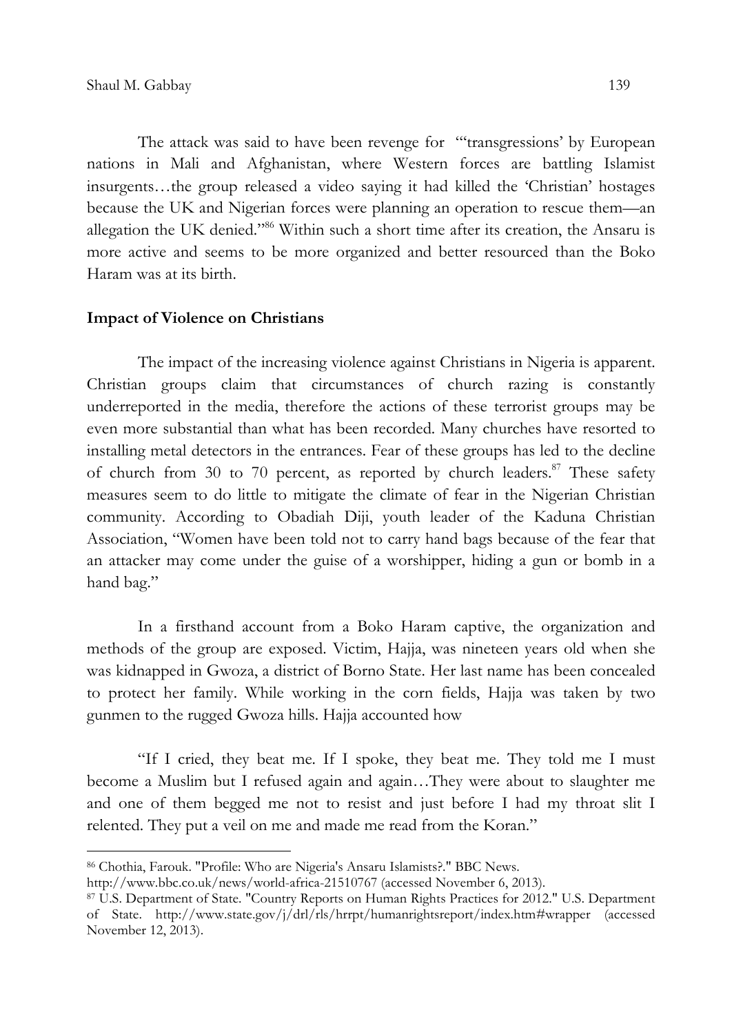The attack was said to have been revenge for "'transgressions' by European nations in Mali and Afghanistan, where Western forces are battling Islamist insurgents…the group released a video saying it had killed the 'Christian' hostages because the UK and Nigerian forces were planning an operation to rescue them—an allegation the UK denied."[86] Within such a short time after its creation, the Ansaru is more active and seems to be more organized and better resourced than the Boko Haram was at its birth.

## Impact of Violence on Christians

The impact of the increasing violence against Christians in Nigeria is apparent. Christian groups claim that circumstances of church razing is constantly underreported in the media, therefore the actions of these terrorist groups may be even more substantial than what has been recorded. Many churches have resorted to installing metal detectors in the entrances. Fear of these groups has led to the decline of church from 30 to 70 percent, as reported by church leaders.[87] These safety measures seem to do little to mitigate the climate of fear in the Nigerian Christian community. According to Obadiah Diji, youth leader of the Kaduna Christian Association, "Women have been told not to carry hand bags because of the fear that an attacker may come under the guise of a worshipper, hiding a gun or bomb in a hand bag."

In a firsthand account from a Boko Haram captive, the organization and methods of the group are exposed. Victim, Hajja, was nineteen years old when she was kidnapped in Gwoza, a district of Borno State. Her last name has been concealed to protect her family. While working in the corn fields, Hajja was taken by two gunmen to the rugged Gwoza hills. Hajja accounted how

"If I cried, they beat me. If I spoke, they beat me. They told me I must become a Muslim but I refused again and again…They were about to slaughter me and one of them begged me not to resist and just before I had my throat slit I relented. They put a veil on me and made me read from the Koran."

---

[86] Chothia, Farouk. "Profile: Who are Nigeria's Ansaru Islamists?." BBC News. http://www.bbc.co.uk/news/world-africa-21510767 (accessed November 6, 2013).

[87] U.S. Department of State. "Country Reports on Human Rights Practices for 2012." U.S. Department of State. http://www.state.gov/j/drl/rls/hrrpt/humanrightsreport/index.htm#wrapper (accessed November 12, 2013).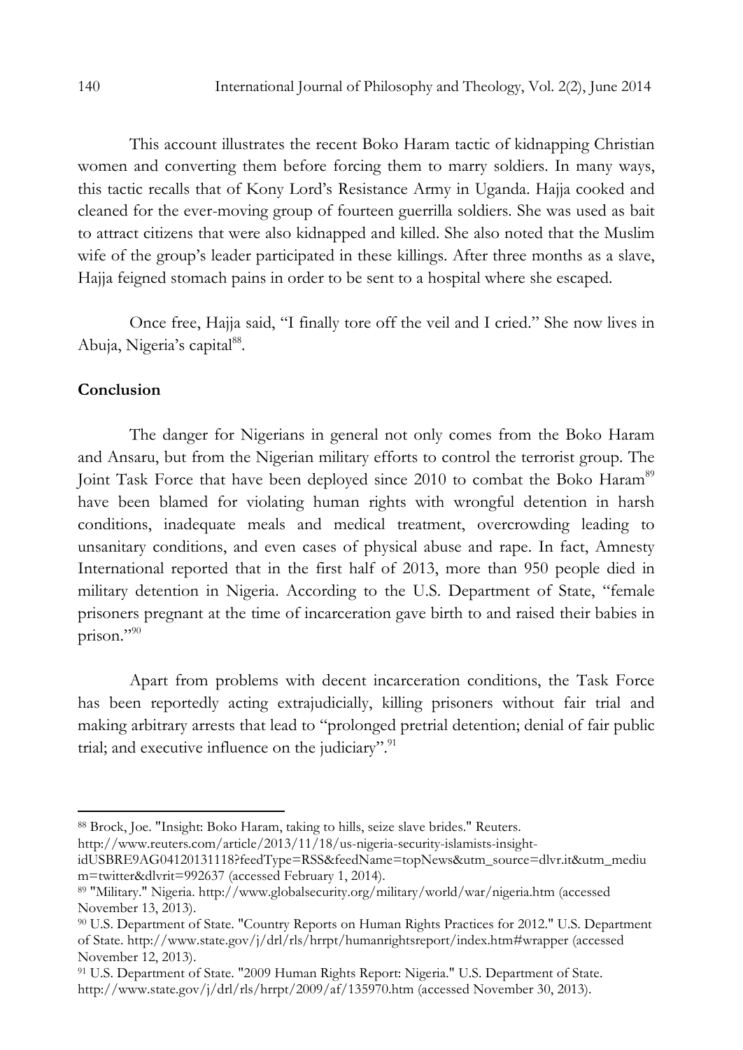This account illustrates the recent Boko Haram tactic of kidnapping Christian women and converting them before forcing them to marry soldiers. In many ways, this tactic recalls that of Kony Lord's Resistance Army in Uganda. Hajja cooked and cleaned for the ever-moving group of fourteen guerrilla soldiers. She was used as bait to attract citizens that were also kidnapped and killed. She also noted that the Muslim wife of the group's leader participated in these killings. After three months as a slave, Hajja feigned stomach pains in order to be sent to a hospital where she escaped.

Once free, Hajja said, "I finally tore off the veil and I cried." She now lives in Abuja, Nigeria's capital[88].

**Conclusion**

The danger for Nigerians in general not only comes from the Boko Haram and Ansaru, but from the Nigerian military efforts to control the terrorist group. The Joint Task Force that have been deployed since 2010 to combat the Boko Haram[89] have been blamed for violating human rights with wrongful detention in harsh conditions, inadequate meals and medical treatment, overcrowding leading to unsanitary conditions, and even cases of physical abuse and rape. In fact, Amnesty International reported that in the first half of 2013, more than 950 people died in military detention in Nigeria. According to the U.S. Department of State, "female prisoners pregnant at the time of incarceration gave birth to and raised their babies in prison."[90]

Apart from problems with decent incarceration conditions, the Task Force has been reportedly acting extrajudicially, killing prisoners without fair trial and making arbitrary arrests that lead to "prolonged pretrial detention; denial of fair public trial; and executive influence on the judiciary".[91]

---

[88] Brock, Joe. "Insight: Boko Haram, taking to hills, seize slave brides." Reuters. http://www.reuters.com/article/2013/11/18/us-nigeria-security-islamists-insight-idUSBRE9AG04120131118?feedType=RSS&feedName=topNews&utm_source=dlvr.it&utm_medium=twitter&dlvrit=992637 (accessed February 1, 2014).

[89] "Military." Nigeria. http://www.globalsecurity.org/military/world/war/nigeria.htm (accessed November 13, 2013).

[90] U.S. Department of State. "Country Reports on Human Rights Practices for 2012." U.S. Department of State. http://www.state.gov/j/drl/rls/hrrpt/humanrightsreport/index.htm#wrapper (accessed November 12, 2013).

[91] U.S. Department of State. "2009 Human Rights Report: Nigeria." U.S. Department of State. http://www.state.gov/j/drl/rls/hrrpt/2009/af/135970.htm (accessed November 30, 2013).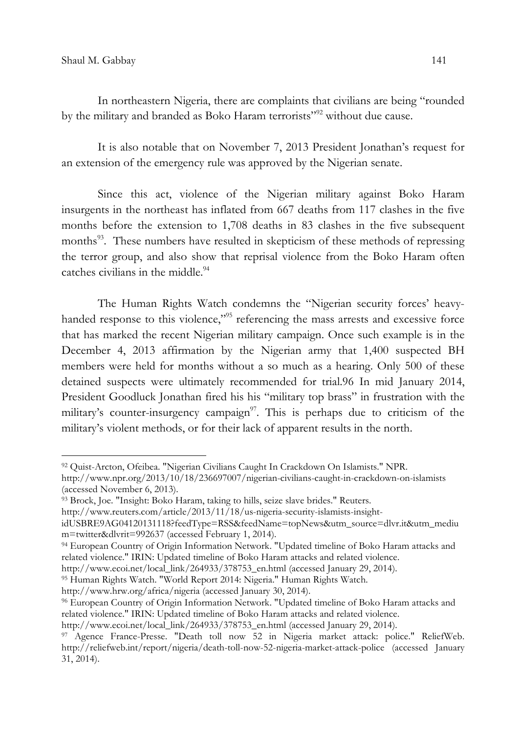In northeastern Nigeria, there are complaints that civilians are being "rounded by the military and branded as Boko Haram terrorists"[92] without due cause.

It is also notable that on November 7, 2013 President Jonathan's request for an extension of the emergency rule was approved by the Nigerian senate.

Since this act, violence of the Nigerian military against Boko Haram insurgents in the northeast has inflated from 667 deaths from 117 clashes in the five months before the extension to 1,708 deaths in 83 clashes in the five subsequent months[93]. These numbers have resulted in skepticism of these methods of repressing the terror group, and also show that reprisal violence from the Boko Haram often catches civilians in the middle.[94]

The Human Rights Watch condemns the "Nigerian security forces' heavy-handed response to this violence,"[95] referencing the mass arrests and excessive force that has marked the recent Nigerian military campaign. Once such example is in the December 4, 2013 affirmation by the Nigerian army that 1,400 suspected BH members were held for months without a so much as a hearing. Only 500 of these detained suspects were ultimately recommended for trial.96 In mid January 2014, President Goodluck Jonathan fired his his "military top brass" in frustration with the military's counter-insurgency campaign[97]. This is perhaps due to criticism of the military's violent methods, or for their lack of apparent results in the north.

---

[92] Quist-Arcton, Ofeibea. "Nigerian Civilians Caught In Crackdown On Islamists." NPR. http://www.npr.org/2013/10/18/236697007/nigerian-civilians-caught-in-crackdown-on-islamists (accessed November 6, 2013).

[93] Brock, Joe. "Insight: Boko Haram, taking to hills, seize slave brides." Reuters. http://www.reuters.com/article/2013/11/18/us-nigeria-security-islamists-insight-idUSBRE9AG04120131118?feedType=RSS&feedName=topNews&utm_source=dlvr.it&utm_medium=twitter&dlvrit=992637 (accessed February 1, 2014).

[94] European Country of Origin Information Network. "Updated timeline of Boko Haram attacks and related violence." IRIN: Updated timeline of Boko Haram attacks and related violence. http://www.ecoi.net/local_link/264933/378753_en.html (accessed January 29, 2014).

[95] Human Rights Watch. "World Report 2014: Nigeria." Human Rights Watch. http://www.hrw.org/africa/nigeria (accessed January 30, 2014).

[96] European Country of Origin Information Network. "Updated timeline of Boko Haram attacks and related violence." IRIN: Updated timeline of Boko Haram attacks and related violence. http://www.ecoi.net/local_link/264933/378753_en.html (accessed January 29, 2014).

[97] Agence France-Presse. "Death toll now 52 in Nigeria market attack: police." ReliefWeb. http://reliefweb.int/report/nigeria/death-toll-now-52-nigeria-market-attack-police (accessed January 31, 2014).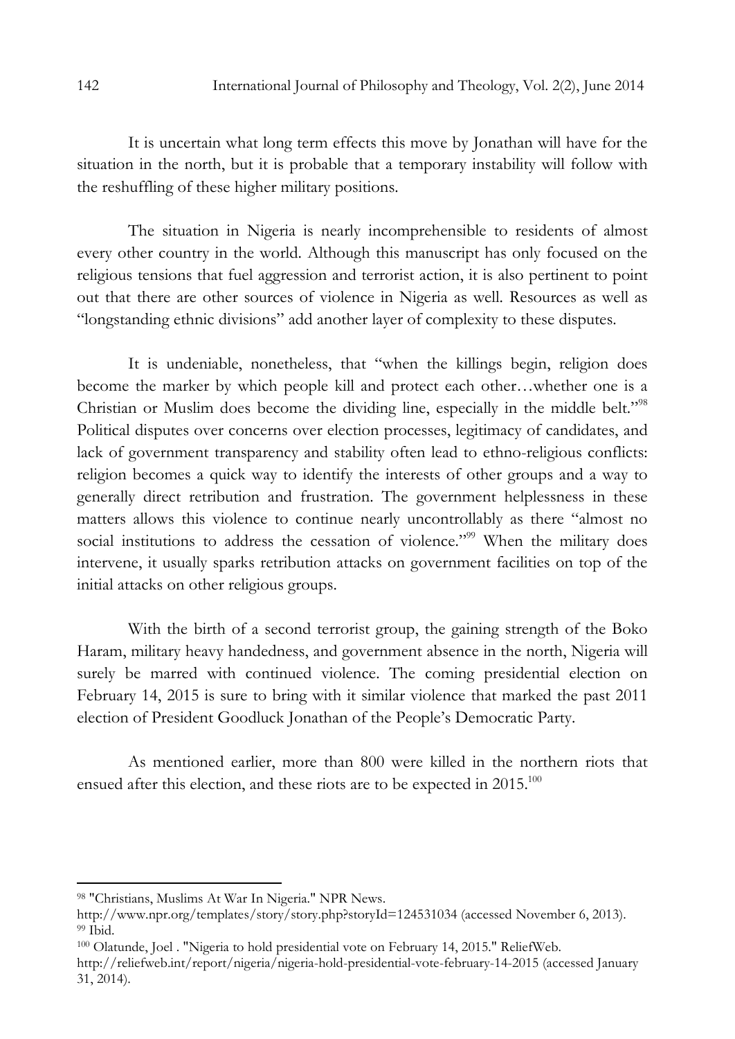It is uncertain what long term effects this move by Jonathan will have for the situation in the north, but it is probable that a temporary instability will follow with the reshuffling of these higher military positions.

The situation in Nigeria is nearly incomprehensible to residents of almost every other country in the world. Although this manuscript has only focused on the religious tensions that fuel aggression and terrorist action, it is also pertinent to point out that there are other sources of violence in Nigeria as well. Resources as well as "longstanding ethnic divisions" add another layer of complexity to these disputes.

It is undeniable, nonetheless, that "when the killings begin, religion does become the marker by which people kill and protect each other…whether one is a Christian or Muslim does become the dividing line, especially in the middle belt."[98] Political disputes over concerns over election processes, legitimacy of candidates, and lack of government transparency and stability often lead to ethno-religious conflicts: religion becomes a quick way to identify the interests of other groups and a way to generally direct retribution and frustration. The government helplessness in these matters allows this violence to continue nearly uncontrollably as there "almost no social institutions to address the cessation of violence."[99] When the military does intervene, it usually sparks retribution attacks on government facilities on top of the initial attacks on other religious groups.

With the birth of a second terrorist group, the gaining strength of the Boko Haram, military heavy handedness, and government absence in the north, Nigeria will surely be marred with continued violence. The coming presidential election on February 14, 2015 is sure to bring with it similar violence that marked the past 2011 election of President Goodluck Jonathan of the People's Democratic Party.

As mentioned earlier, more than 800 were killed in the northern riots that ensued after this election, and these riots are to be expected in 2015.[100]

---

[98] "Christians, Muslims At War In Nigeria." NPR News. http://www.npr.org/templates/story/story.php?storyId=124531034 (accessed November 6, 2013).

[99] Ibid.

[100] Olatunde, Joel . "Nigeria to hold presidential vote on February 14, 2015." ReliefWeb. http://reliefweb.int/report/nigeria/nigeria-hold-presidential-vote-february-14-2015 (accessed January 31, 2014).